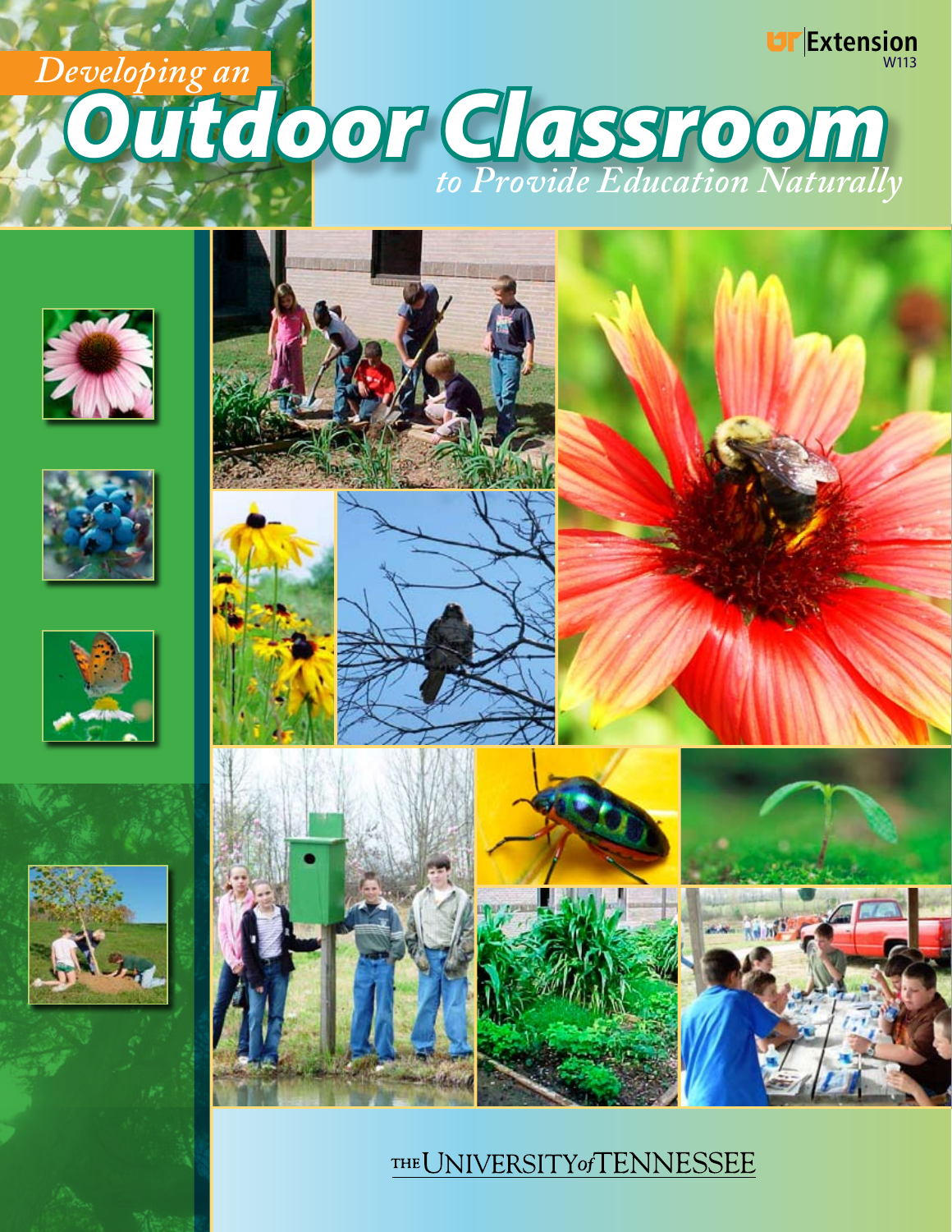UT Extension
W113

# *Developing an* Outdoor Classroom *to Provide Education Naturally*

THE UNIVERSITY *of* TENNESSEE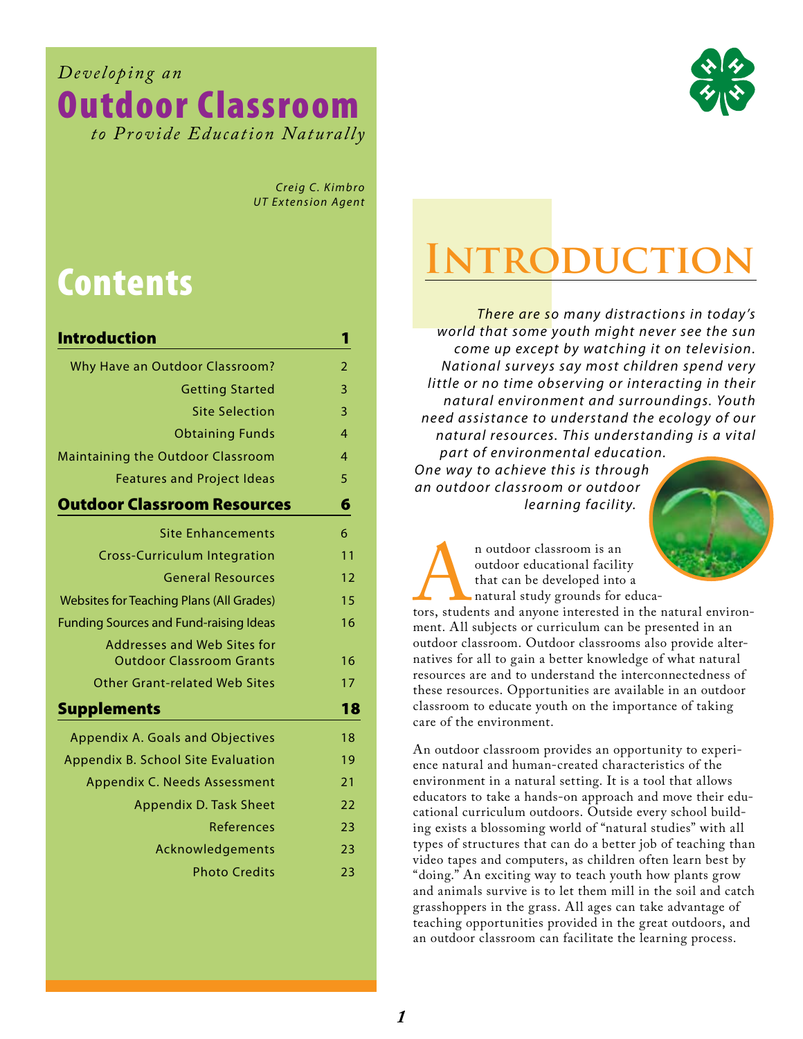*Developing an*

# Outdoor Classroom

*to Provide Education Naturally*

*Creig C. Kimbro*
*UT Extension Agent*

## Contents

| | |
|---|---|
| **Introduction** | **1** |
| Why Have an Outdoor Classroom? | 2 |
| Getting Started | 3 |
| Site Selection | 3 |
| Obtaining Funds | 4 |
| Maintaining the Outdoor Classroom | 4 |
| Features and Project Ideas | 5 |
| **Outdoor Classroom Resources** | **6** |
| Site Enhancements | 6 |
| Cross-Curriculum Integration | 11 |
| General Resources | 12 |
| Websites for Teaching Plans (All Grades) | 15 |
| Funding Sources and Fund-raising Ideas | 16 |
| Addresses and Web Sites for Outdoor Classroom Grants | 16 |
| Other Grant-related Web Sites | 17 |
| **Supplements** | **18** |
| Appendix A. Goals and Objectives | 18 |
| Appendix B. School Site Evaluation | 19 |
| Appendix C. Needs Assessment | 21 |
| Appendix D. Task Sheet | 22 |
| References | 23 |
| Acknowledgements | 23 |
| Photo Credits | 23 |

## Introduction

*There are so many distractions in today's world that some youth might never see the sun come up except by watching it on television. National surveys say most children spend very little or no time observing or interacting in their natural environment and surroundings. Youth need assistance to understand the ecology of our natural resources. This understanding is a vital part of environmental education. One way to achieve this is through an outdoor classroom or outdoor learning facility.*

An outdoor classroom is an outdoor educational facility that can be developed into a natural study grounds for educators, students and anyone interested in the natural environment. All subjects or curriculum can be presented in an outdoor classroom. Outdoor classrooms also provide alternatives for all to gain a better knowledge of what natural resources are and to understand the interconnectedness of these resources. Opportunities are available in an outdoor classroom to educate youth on the importance of taking care of the environment.

An outdoor classroom provides an opportunity to experience natural and human-created characteristics of the environment in a natural setting. It is a tool that allows educators to take a hands-on approach and move their educational curriculum outdoors. Outside every school building exists a blossoming world of "natural studies" with all types of structures that can do a better job of teaching than video tapes and computers, as children often learn best by "doing." An exciting way to teach youth how plants grow and animals survive is to let them mill in the soil and catch grasshoppers in the grass. All ages can take advantage of teaching opportunities provided in the great outdoors, and an outdoor classroom can facilitate the learning process.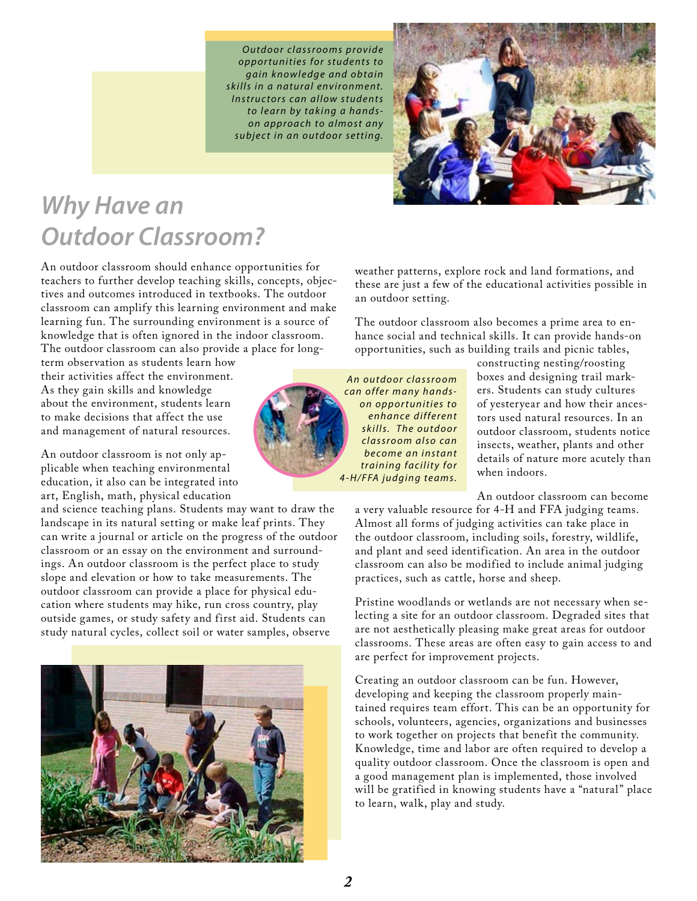*Outdoor classrooms provide opportunities for students to gain knowledge and obtain skills in a natural environment. Instructors can allow students to learn by taking a hands-on approach to almost any subject in an outdoor setting.*

# Why Have an Outdoor Classroom?

An outdoor classroom should enhance opportunities for teachers to further develop teaching skills, concepts, objectives and outcomes introduced in textbooks. The outdoor classroom can amplify this learning environment and make learning fun. The surrounding environment is a source of knowledge that is often ignored in the indoor classroom. The outdoor classroom can also provide a place for long-term observation as students learn how their activities affect the environment. As they gain skills and knowledge about the environment, students learn to make decisions that affect the use and management of natural resources.

An outdoor classroom is not only applicable when teaching environmental education, it also can be integrated into art, English, math, physical education and science teaching plans. Students may want to draw the landscape in its natural setting or make leaf prints. They can write a journal or article on the progress of the outdoor classroom or an essay on the environment and surroundings. An outdoor classroom is the perfect place to study slope and elevation or how to take measurements. The outdoor classroom can provide a place for physical education where students may hike, run cross country, play outside games, or study safety and first aid. Students can study natural cycles, collect soil or water samples, observe weather patterns, explore rock and land formations, and these are just a few of the educational activities possible in an outdoor setting.

The outdoor classroom also becomes a prime area to enhance social and technical skills. It can provide hands-on opportunities, such as building trails and picnic tables, constructing nesting/roosting boxes and designing trail markers. Students can study cultures of yesteryear and how their ancestors used natural resources. In an outdoor classroom, students notice insects, weather, plants and other details of nature more acutely than when indoors.

*An outdoor classroom can offer many hands-on opportunities to enhance different skills. The outdoor classroom also can become an instant training facility for 4-H/FFA judging teams.*

An outdoor classroom can become a very valuable resource for 4-H and FFA judging teams. Almost all forms of judging activities can take place in the outdoor classroom, including soils, forestry, wildlife, and plant and seed identification. An area in the outdoor classroom can also be modified to include animal judging practices, such as cattle, horse and sheep.

Pristine woodlands or wetlands are not necessary when selecting a site for an outdoor classroom. Degraded sites that are not aesthetically pleasing make great areas for outdoor classrooms. These areas are often easy to gain access to and are perfect for improvement projects.

Creating an outdoor classroom can be fun. However, developing and keeping the classroom properly maintained requires team effort. This can be an opportunity for schools, volunteers, agencies, organizations and businesses to work together on projects that benefit the community. Knowledge, time and labor are often required to develop a quality outdoor classroom. Once the classroom is open and a good management plan is implemented, those involved will be gratified in knowing students have a "natural" place to learn, walk, play and study.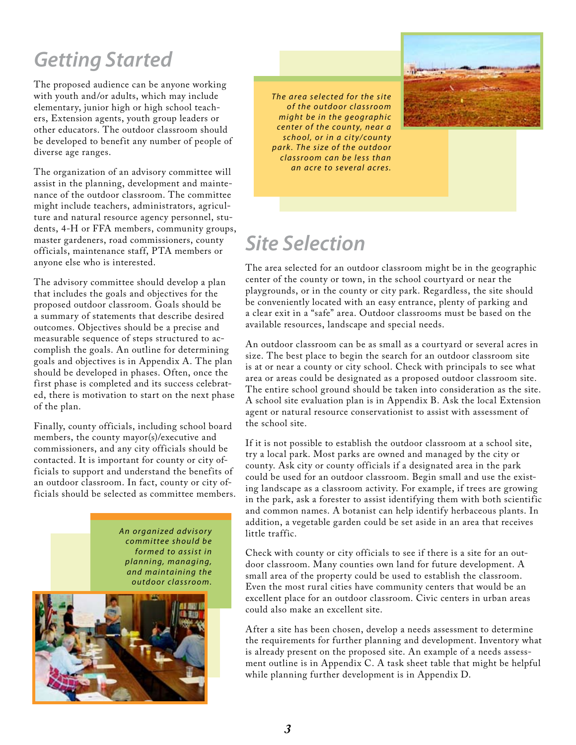## Getting Started

The proposed audience can be anyone working with youth and/or adults, which may include elementary, junior high or high school teachers, Extension agents, youth group leaders or other educators. The outdoor classroom should be developed to benefit any number of people of diverse age ranges.

The organization of an advisory committee will assist in the planning, development and maintenance of the outdoor classroom. The committee might include teachers, administrators, agriculture and natural resource agency personnel, students, 4-H or FFA members, community groups, master gardeners, road commissioners, county officials, maintenance staff, PTA members or anyone else who is interested.

The advisory committee should develop a plan that includes the goals and objectives for the proposed outdoor classroom. Goals should be a summary of statements that describe desired outcomes. Objectives should be a precise and measurable sequence of steps structured to accomplish the goals. An outline for determining goals and objectives is in Appendix A. The plan should be developed in phases. Often, once the first phase is completed and its success celebrated, there is motivation to start on the next phase of the plan.

Finally, county officials, including school board members, the county mayor(s)/executive and commissioners, and any city officials should be contacted. It is important for county or city officials to support and understand the benefits of an outdoor classroom. In fact, county or city officials should be selected as committee members.

*An organized advisory committee should be formed to assist in planning, managing, and maintaining the outdoor classroom.*

*The area selected for the site of the outdoor classroom might be in the geographic center of the county, near a school, or in a city/county park. The size of the outdoor classroom can be less than an acre to several acres.*

## Site Selection

The area selected for an outdoor classroom might be in the geographic center of the county or town, in the school courtyard or near the playgrounds, or in the county or city park. Regardless, the site should be conveniently located with an easy entrance, plenty of parking and a clear exit in a "safe" area. Outdoor classrooms must be based on the available resources, landscape and special needs.

An outdoor classroom can be as small as a courtyard or several acres in size. The best place to begin the search for an outdoor classroom site is at or near a county or city school. Check with principals to see what area or areas could be designated as a proposed outdoor classroom site. The entire school ground should be taken into consideration as the site. A school site evaluation plan is in Appendix B. Ask the local Extension agent or natural resource conservationist to assist with assessment of the school site.

If it is not possible to establish the outdoor classroom at a school site, try a local park. Most parks are owned and managed by the city or county. Ask city or county officials if a designated area in the park could be used for an outdoor classroom. Begin small and use the existing landscape as a classroom activity. For example, if trees are growing in the park, ask a forester to assist identifying them with both scientific and common names. A botanist can help identify herbaceous plants. In addition, a vegetable garden could be set aside in an area that receives little traffic.

Check with county or city officials to see if there is a site for an outdoor classroom. Many counties own land for future development. A small area of the property could be used to establish the classroom. Even the most rural cities have community centers that would be an excellent place for an outdoor classroom. Civic centers in urban areas could also make an excellent site.

After a site has been chosen, develop a needs assessment to determine the requirements for further planning and development. Inventory what is already present on the proposed site. An example of a needs assessment outline is in Appendix C. A task sheet table that might be helpful while planning further development is in Appendix D.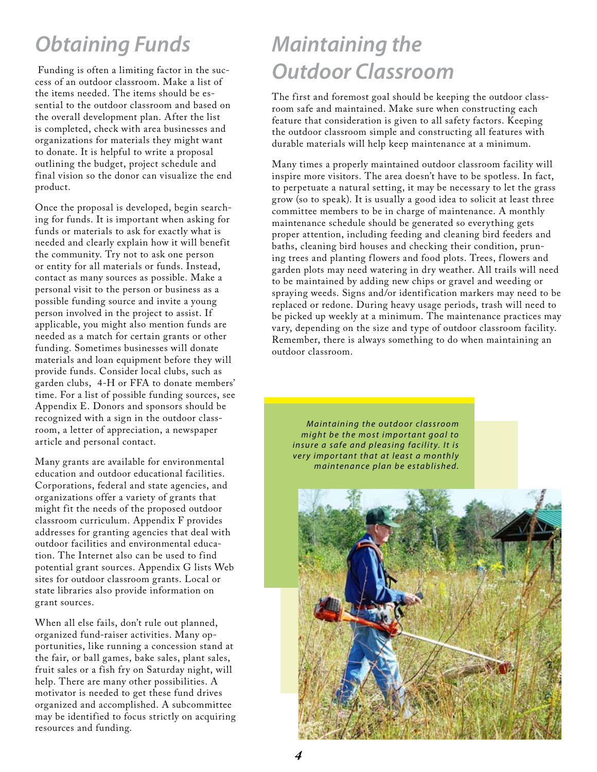## Obtaining Funds

Funding is often a limiting factor in the success of an outdoor classroom. Make a list of the items needed. The items should be essential to the outdoor classroom and based on the overall development plan. After the list is completed, check with area businesses and organizations for materials they might want to donate. It is helpful to write a proposal outlining the budget, project schedule and final vision so the donor can visualize the end product.

Once the proposal is developed, begin searching for funds. It is important when asking for funds or materials to ask for exactly what is needed and clearly explain how it will benefit the community. Try not to ask one person or entity for all materials or funds. Instead, contact as many sources as possible. Make a personal visit to the person or business as a possible funding source and invite a young person involved in the project to assist. If applicable, you might also mention funds are needed as a match for certain grants or other funding. Sometimes businesses will donate materials and loan equipment before they will provide funds. Consider local clubs, such as garden clubs, 4-H or FFA to donate members' time. For a list of possible funding sources, see Appendix E. Donors and sponsors should be recognized with a sign in the outdoor classroom, a letter of appreciation, a newspaper article and personal contact.

Many grants are available for environmental education and outdoor educational facilities. Corporations, federal and state agencies, and organizations offer a variety of grants that might fit the needs of the proposed outdoor classroom curriculum. Appendix F provides addresses for granting agencies that deal with outdoor facilities and environmental education. The Internet also can be used to find potential grant sources. Appendix G lists Web sites for outdoor classroom grants. Local or state libraries also provide information on grant sources.

When all else fails, don't rule out planned, organized fund-raiser activities. Many opportunities, like running a concession stand at the fair, or ball games, bake sales, plant sales, fruit sales or a fish fry on Saturday night, will help. There are many other possibilities. A motivator is needed to get these fund drives organized and accomplished. A subcommittee may be identified to focus strictly on acquiring resources and funding.

## Maintaining the Outdoor Classroom

The first and foremost goal should be keeping the outdoor classroom safe and maintained. Make sure when constructing each feature that consideration is given to all safety factors. Keeping the outdoor classroom simple and constructing all features with durable materials will help keep maintenance at a minimum.

Many times a properly maintained outdoor classroom facility will inspire more visitors. The area doesn't have to be spotless. In fact, to perpetuate a natural setting, it may be necessary to let the grass grow (so to speak). It is usually a good idea to solicit at least three committee members to be in charge of maintenance. A monthly maintenance schedule should be generated so everything gets proper attention, including feeding and cleaning bird feeders and baths, cleaning bird houses and checking their condition, pruning trees and planting flowers and food plots. Trees, flowers and garden plots may need watering in dry weather. All trails will need to be maintained by adding new chips or gravel and weeding or spraying weeds. Signs and/or identification markers may need to be replaced or redone. During heavy usage periods, trash will need to be picked up weekly at a minimum. The maintenance practices may vary, depending on the size and type of outdoor classroom facility. Remember, there is always something to do when maintaining an outdoor classroom.

*Maintaining the outdoor classroom might be the most important goal to insure a safe and pleasing facility. It is very important that at least a monthly maintenance plan be established.*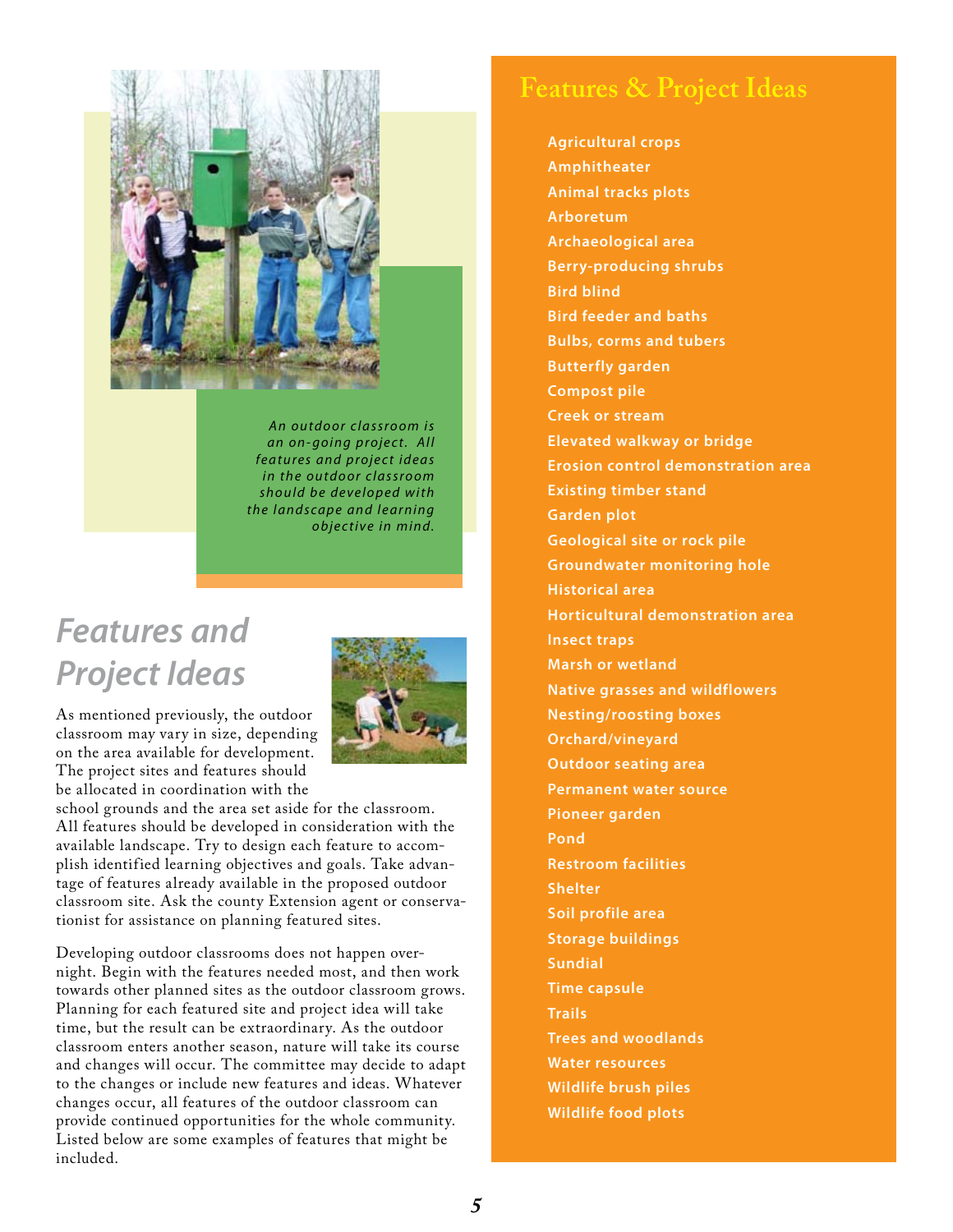*An outdoor classroom is an on-going project. All features and project ideas in the outdoor classroom should be developed with the landscape and learning objective in mind.*

## Features and Project Ideas

As mentioned previously, the outdoor classroom may vary in size, depending on the area available for development. The project sites and features should be allocated in coordination with the school grounds and the area set aside for the classroom. All features should be developed in consideration with the available landscape. Try to design each feature to accomplish identified learning objectives and goals. Take advantage of features already available in the proposed outdoor classroom site. Ask the county Extension agent or conservationist for assistance on planning featured sites.

Developing outdoor classrooms does not happen overnight. Begin with the features needed most, and then work towards other planned sites as the outdoor classroom grows. Planning for each featured site and project idea will take time, but the result can be extraordinary. As the outdoor classroom enters another season, nature will take its course and changes will occur. The committee may decide to adapt to the changes or include new features and ideas. Whatever changes occur, all features of the outdoor classroom can provide continued opportunities for the whole community. Listed below are some examples of features that might be included.

## Features & Project Ideas

- Agricultural crops
- Amphitheater
- Animal tracks plots
- Arboretum
- Archaeological area
- Berry-producing shrubs
- Bird blind
- Bird feeder and baths
- Bulbs, corms and tubers
- Butterfly garden
- Compost pile
- Creek or stream
- Elevated walkway or bridge
- Erosion control demonstration area
- Existing timber stand
- Garden plot
- Geological site or rock pile
- Groundwater monitoring hole
- Historical area
- Horticultural demonstration area
- Insect traps
- Marsh or wetland
- Native grasses and wildflowers
- Nesting/roosting boxes
- Orchard/vineyard
- Outdoor seating area
- Permanent water source
- Pioneer garden
- Pond
- Restroom facilities
- Shelter
- Soil profile area
- Storage buildings
- Sundial
- Time capsule
- Trails
- Trees and woodlands
- Water resources
- Wildlife brush piles
- Wildlife food plots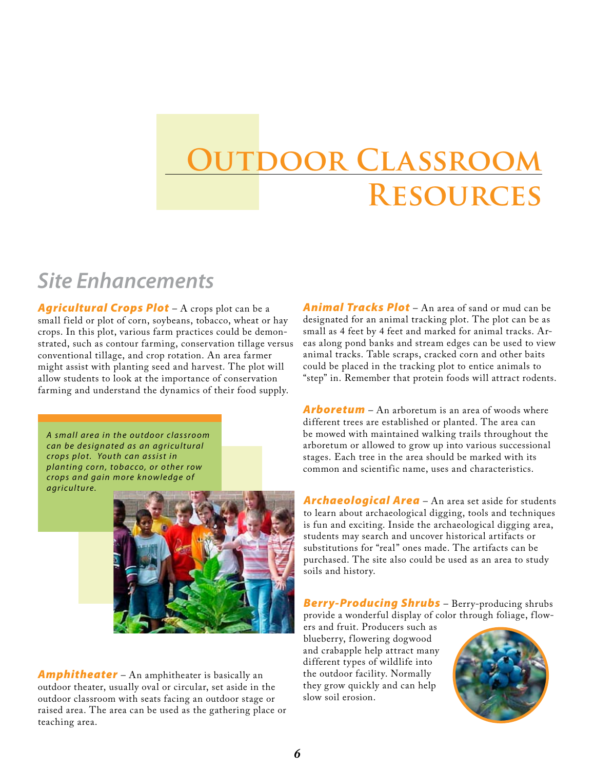# Outdoor Classroom Resources

## Site Enhancements

***Agricultural Crops Plot*** – A crops plot can be a small field or plot of corn, soybeans, tobacco, wheat or hay crops. In this plot, various farm practices could be demonstrated, such as contour farming, conservation tillage versus conventional tillage, and crop rotation. An area farmer might assist with planting seed and harvest. The plot will allow students to look at the importance of conservation farming and understand the dynamics of their food supply.

*A small area in the outdoor classroom can be designated as an agricultural crops plot. Youth can assist in planting corn, tobacco, or other row crops and gain more knowledge of agriculture.*

***Amphitheater*** – An amphitheater is basically an outdoor theater, usually oval or circular, set aside in the outdoor classroom with seats facing an outdoor stage or raised area. The area can be used as the gathering place or teaching area.

***Animal Tracks Plot*** – An area of sand or mud can be designated for an animal tracking plot. The plot can be as small as 4 feet by 4 feet and marked for animal tracks. Areas along pond banks and stream edges can be used to view animal tracks. Table scraps, cracked corn and other baits could be placed in the tracking plot to entice animals to "step" in. Remember that protein foods will attract rodents.

***Arboretum*** – An arboretum is an area of woods where different trees are established or planted. The area can be mowed with maintained walking trails throughout the arboretum or allowed to grow up into various successional stages. Each tree in the area should be marked with its common and scientific name, uses and characteristics.

***Archaeological Area*** – An area set aside for students to learn about archaeological digging, tools and techniques is fun and exciting. Inside the archaeological digging area, students may search and uncover historical artifacts or substitutions for "real" ones made. The artifacts can be purchased. The site also could be used as an area to study soils and history.

***Berry-Producing Shrubs*** – Berry-producing shrubs provide a wonderful display of color through foliage, flowers and fruit. Producers such as blueberry, flowering dogwood and crabapple help attract many different types of wildlife into the outdoor facility. Normally they grow quickly and can help slow soil erosion.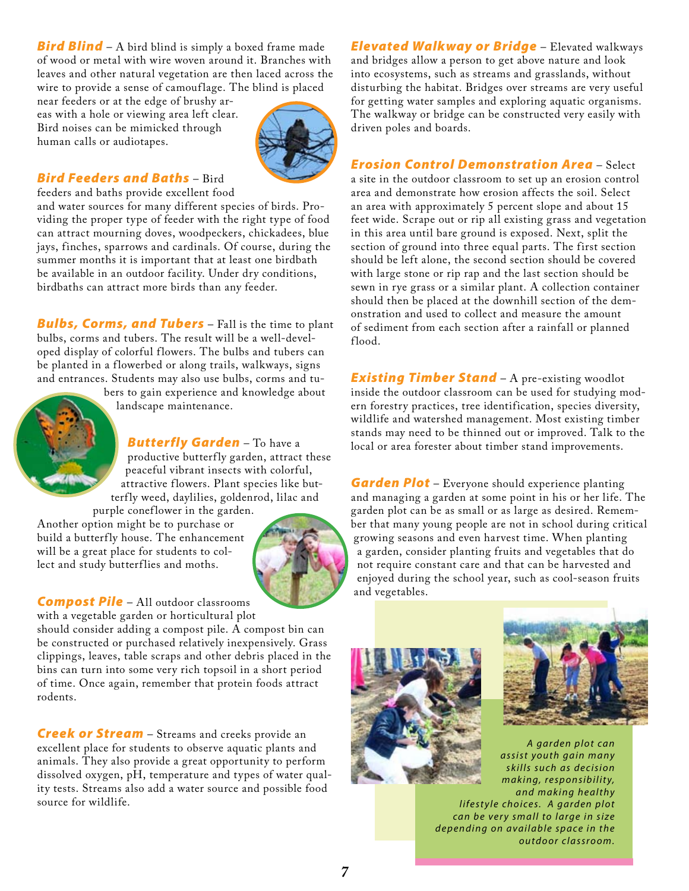***Bird Blind*** – A bird blind is simply a boxed frame made of wood or metal with wire woven around it. Branches with leaves and other natural vegetation are then laced across the wire to provide a sense of camouflage. The blind is placed near feeders or at the edge of brushy areas with a hole or viewing area left clear. Bird noises can be mimicked through human calls or audiotapes.

***Bird Feeders and Baths*** – Bird feeders and baths provide excellent food and water sources for many different species of birds. Providing the proper type of feeder with the right type of food can attract mourning doves, woodpeckers, chickadees, blue jays, finches, sparrows and cardinals. Of course, during the summer months it is important that at least one birdbath be available in an outdoor facility. Under dry conditions, birdbaths can attract more birds than any feeder.

***Bulbs, Corms, and Tubers*** – Fall is the time to plant bulbs, corms and tubers. The result will be a well-developed display of colorful flowers. The bulbs and tubers can be planted in a flowerbed or along trails, walkways, signs and entrances. Students may also use bulbs, corms and tubers to gain experience and knowledge about landscape maintenance.

***Butterfly Garden*** – To have a productive butterfly garden, attract these peaceful vibrant insects with colorful, attractive flowers. Plant species like butterfly weed, daylilies, goldenrod, lilac and purple coneflower in the garden. Another option might be to purchase or build a butterfly house. The enhancement will be a great place for students to collect and study butterflies and moths.

***Compost Pile*** – All outdoor classrooms with a vegetable garden or horticultural plot should consider adding a compost pile. A compost bin can be constructed or purchased relatively inexpensively. Grass clippings, leaves, table scraps and other debris placed in the bins can turn into some very rich topsoil in a short period of time. Once again, remember that protein foods attract rodents.

***Creek or Stream*** – Streams and creeks provide an excellent place for students to observe aquatic plants and animals. They also provide a great opportunity to perform dissolved oxygen, pH, temperature and types of water quality tests. Streams also add a water source and possible food source for wildlife.

***Elevated Walkway or Bridge*** – Elevated walkways and bridges allow a person to get above nature and look into ecosystems, such as streams and grasslands, without disturbing the habitat. Bridges over streams are very useful for getting water samples and exploring aquatic organisms. The walkway or bridge can be constructed very easily with driven poles and boards.

***Erosion Control Demonstration Area*** – Select a site in the outdoor classroom to set up an erosion control area and demonstrate how erosion affects the soil. Select an area with approximately 5 percent slope and about 15 feet wide. Scrape out or rip all existing grass and vegetation in this area until bare ground is exposed. Next, split the section of ground into three equal parts. The first section should be left alone, the second section should be covered with large stone or rip rap and the last section should be sewn in rye grass or a similar plant. A collection container should then be placed at the downhill section of the demonstration and used to collect and measure the amount of sediment from each section after a rainfall or planned flood.

***Existing Timber Stand*** – A pre-existing woodlot inside the outdoor classroom can be used for studying modern forestry practices, tree identification, species diversity, wildlife and watershed management. Most existing timber stands may need to be thinned out or improved. Talk to the local or area forester about timber stand improvements.

***Garden Plot*** – Everyone should experience planting and managing a garden at some point in his or her life. The garden plot can be as small or as large as desired. Remember that many young people are not in school during critical growing seasons and even harvest time. When planting a garden, consider planting fruits and vegetables that do not require constant care and that can be harvested and enjoyed during the school year, such as cool-season fruits and vegetables.

*A garden plot can assist youth gain many skills such as decision making, responsibility, and making healthy lifestyle choices. A garden plot can be very small to large in size depending on available space in the outdoor classroom.*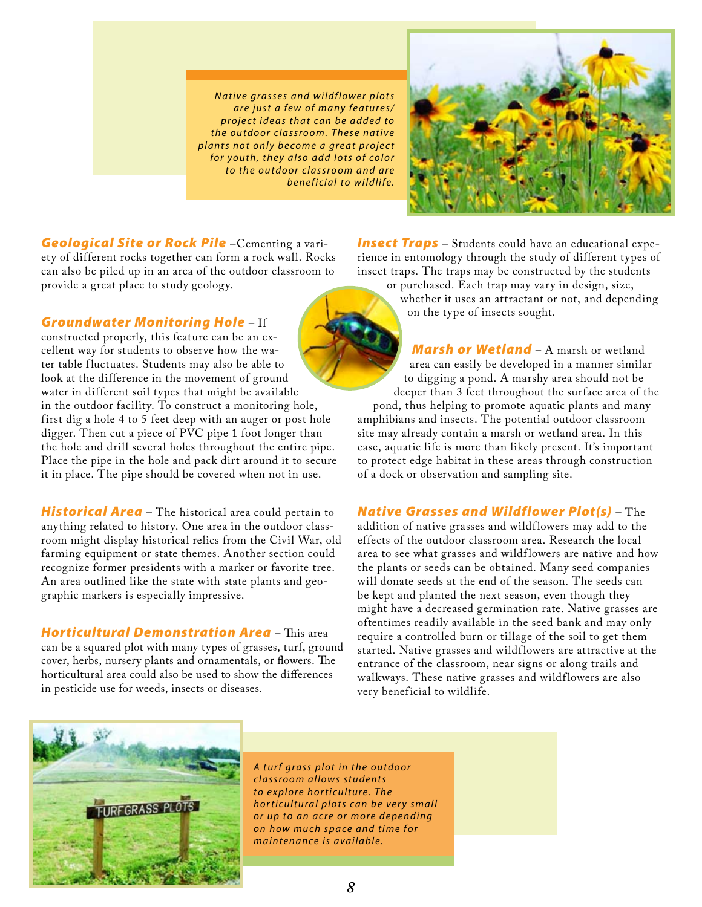*Native grasses and wildflower plots are just a few of many features/project ideas that can be added to the outdoor classroom. These native plants not only become a great project for youth, they also add lots of color to the outdoor classroom and are beneficial to wildlife.*

***Geological Site or Rock Pile*** –Cementing a variety of different rocks together can form a rock wall. Rocks can also be piled up in an area of the outdoor classroom to provide a great place to study geology.

***Groundwater Monitoring Hole*** – If constructed properly, this feature can be an excellent way for students to observe how the water table fluctuates. Students may also be able to look at the difference in the movement of ground water in different soil types that might be available in the outdoor facility. To construct a monitoring hole, first dig a hole 4 to 5 feet deep with an auger or post hole digger. Then cut a piece of PVC pipe 1 foot longer than the hole and drill several holes throughout the entire pipe. Place the pipe in the hole and pack dirt around it to secure it in place. The pipe should be covered when not in use.

***Historical Area*** – The historical area could pertain to anything related to history. One area in the outdoor classroom might display historical relics from the Civil War, old farming equipment or state themes. Another section could recognize former presidents with a marker or favorite tree. An area outlined like the state with state plants and geographic markers is especially impressive.

***Horticultural Demonstration Area*** – This area can be a squared plot with many types of grasses, turf, ground cover, herbs, nursery plants and ornamentals, or flowers. The horticultural area could also be used to show the differences in pesticide use for weeds, insects or diseases.

***Insect Traps*** – Students could have an educational experience in entomology through the study of different types of insect traps. The traps may be constructed by the students or purchased. Each trap may vary in design, size, whether it uses an attractant or not, and depending on the type of insects sought.

***Marsh or Wetland*** – A marsh or wetland area can easily be developed in a manner similar to digging a pond. A marshy area should not be deeper than 3 feet throughout the surface area of the pond, thus helping to promote aquatic plants and many amphibians and insects. The potential outdoor classroom site may already contain a marsh or wetland area. In this case, aquatic life is more than likely present. It's important to protect edge habitat in these areas through construction of a dock or observation and sampling site.

***Native Grasses and Wildflower Plot(s)*** – The addition of native grasses and wildflowers may add to the effects of the outdoor classroom area. Research the local area to see what grasses and wildflowers are native and how the plants or seeds can be obtained. Many seed companies will donate seeds at the end of the season. The seeds can be kept and planted the next season, even though they might have a decreased germination rate. Native grasses are oftentimes readily available in the seed bank and may only require a controlled burn or tillage of the soil to get them started. Native grasses and wildflowers are attractive at the entrance of the classroom, near signs or along trails and walkways. These native grasses and wildflowers are also very beneficial to wildlife.

*A turf grass plot in the outdoor classroom allows students to explore horticulture. The horticultural plots can be very small or up to an acre or more depending on how much space and time for maintenance is available.*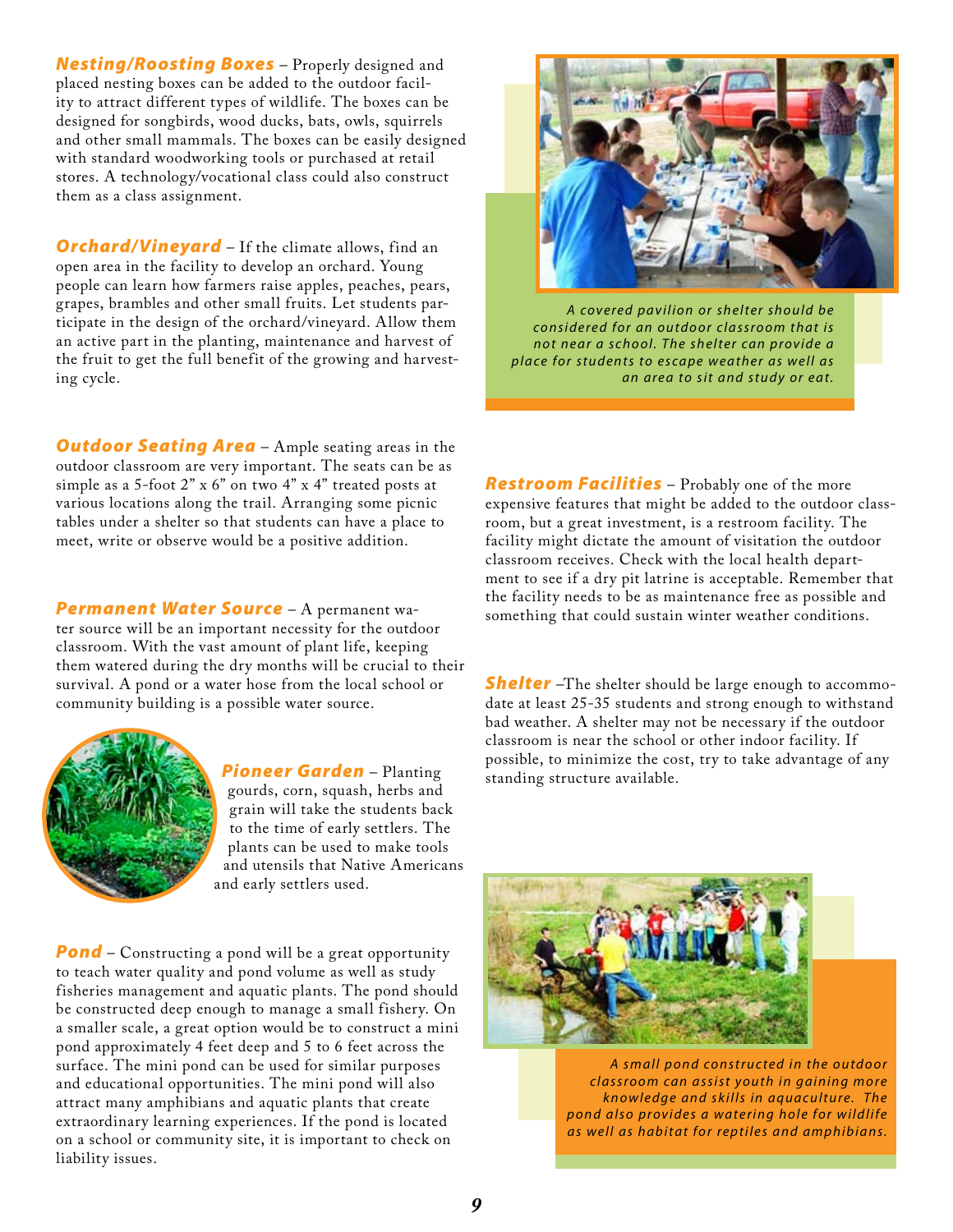***Nesting/Roosting Boxes*** – Properly designed and placed nesting boxes can be added to the outdoor facility to attract different types of wildlife. The boxes can be designed for songbirds, wood ducks, bats, owls, squirrels and other small mammals. The boxes can be easily designed with standard woodworking tools or purchased at retail stores. A technology/vocational class could also construct them as a class assignment.

***Orchard/Vineyard*** – If the climate allows, find an open area in the facility to develop an orchard. Young people can learn how farmers raise apples, peaches, pears, grapes, brambles and other small fruits. Let students participate in the design of the orchard/vineyard. Allow them an active part in the planting, maintenance and harvest of the fruit to get the full benefit of the growing and harvesting cycle.

***Outdoor Seating Area*** – Ample seating areas in the outdoor classroom are very important. The seats can be as simple as a 5-foot 2" x 6" on two 4" x 4" treated posts at various locations along the trail. Arranging some picnic tables under a shelter so that students can have a place to meet, write or observe would be a positive addition.

***Permanent Water Source*** – A permanent water source will be an important necessity for the outdoor classroom. With the vast amount of plant life, keeping them watered during the dry months will be crucial to their survival. A pond or a water hose from the local school or community building is a possible water source.

***Pioneer Garden*** – Planting gourds, corn, squash, herbs and grain will take the students back to the time of early settlers. The plants can be used to make tools and utensils that Native Americans and early settlers used.

***Pond*** – Constructing a pond will be a great opportunity to teach water quality and pond volume as well as study fisheries management and aquatic plants. The pond should be constructed deep enough to manage a small fishery. On a smaller scale, a great option would be to construct a mini pond approximately 4 feet deep and 5 to 6 feet across the surface. The mini pond can be used for similar purposes and educational opportunities. The mini pond will also attract many amphibians and aquatic plants that create extraordinary learning experiences. If the pond is located on a school or community site, it is important to check on liability issues.

*A covered pavilion or shelter should be considered for an outdoor classroom that is not near a school. The shelter can provide a place for students to escape weather as well as an area to sit and study or eat.*

***Restroom Facilities*** – Probably one of the more expensive features that might be added to the outdoor classroom, but a great investment, is a restroom facility. The facility might dictate the amount of visitation the outdoor classroom receives. Check with the local health department to see if a dry pit latrine is acceptable. Remember that the facility needs to be as maintenance free as possible and something that could sustain winter weather conditions.

***Shelter*** –The shelter should be large enough to accommodate at least 25-35 students and strong enough to withstand bad weather. A shelter may not be necessary if the outdoor classroom is near the school or other indoor facility. If possible, to minimize the cost, try to take advantage of any standing structure available.

*A small pond constructed in the outdoor classroom can assist youth in gaining more knowledge and skills in aquaculture. The pond also provides a watering hole for wildlife as well as habitat for reptiles and amphibians.*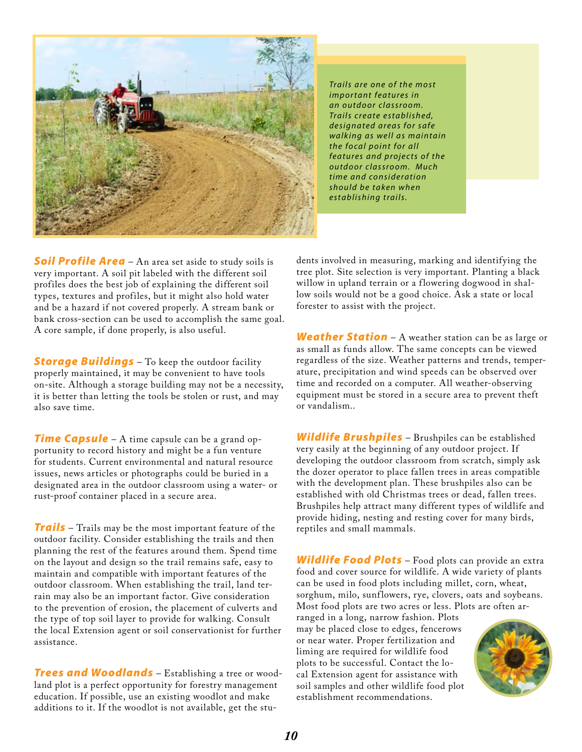*Trails are one of the most important features in an outdoor classroom. Trails create established, designated areas for safe walking as well as maintain the focal point for all features and projects of the outdoor classroom. Much time and consideration should be taken when establishing trails.*

**Soil Profile Area** – An area set aside to study soils is very important. A soil pit labeled with the different soil profiles does the best job of explaining the different soil types, textures and profiles, but it might also hold water and be a hazard if not covered properly. A stream bank or bank cross-section can be used to accomplish the same goal. A core sample, if done properly, is also useful.

**Storage Buildings** – To keep the outdoor facility properly maintained, it may be convenient to have tools on-site. Although a storage building may not be a necessity, it is better than letting the tools be stolen or rust, and may also save time.

**Time Capsule** – A time capsule can be a grand opportunity to record history and might be a fun venture for students. Current environmental and natural resource issues, news articles or photographs could be buried in a designated area in the outdoor classroom using a water- or rust-proof container placed in a secure area.

**Trails** – Trails may be the most important feature of the outdoor facility. Consider establishing the trails and then planning the rest of the features around them. Spend time on the layout and design so the trail remains safe, easy to maintain and compatible with important features of the outdoor classroom. When establishing the trail, land terrain may also be an important factor. Give consideration to the prevention of erosion, the placement of culverts and the type of top soil layer to provide for walking. Consult the local Extension agent or soil conservationist for further assistance.

**Trees and Woodlands** – Establishing a tree or woodland plot is a perfect opportunity for forestry management education. If possible, use an existing woodlot and make additions to it. If the woodlot is not available, get the students involved in measuring, marking and identifying the tree plot. Site selection is very important. Planting a black willow in upland terrain or a flowering dogwood in shallow soils would not be a good choice. Ask a state or local forester to assist with the project.

**Weather Station** – A weather station can be as large or as small as funds allow. The same concepts can be viewed regardless of the size. Weather patterns and trends, temperature, precipitation and wind speeds can be observed over time and recorded on a computer. All weather-observing equipment must be stored in a secure area to prevent theft or vandalism..

**Wildlife Brushpiles** – Brushpiles can be established very easily at the beginning of any outdoor project. If developing the outdoor classroom from scratch, simply ask the dozer operator to place fallen trees in areas compatible with the development plan. These brushpiles also can be established with old Christmas trees or dead, fallen trees. Brushpiles help attract many different types of wildlife and provide hiding, nesting and resting cover for many birds, reptiles and small mammals.

**Wildlife Food Plots** – Food plots can provide an extra food and cover source for wildlife. A wide variety of plants can be used in food plots including millet, corn, wheat, sorghum, milo, sunflowers, rye, clovers, oats and soybeans. Most food plots are two acres or less. Plots are often arranged in a long, narrow fashion. Plots may be placed close to edges, fencerows or near water. Proper fertilization and liming are required for wildlife food plots to be successful. Contact the local Extension agent for assistance with soil samples and other wildlife food plot establishment recommendations.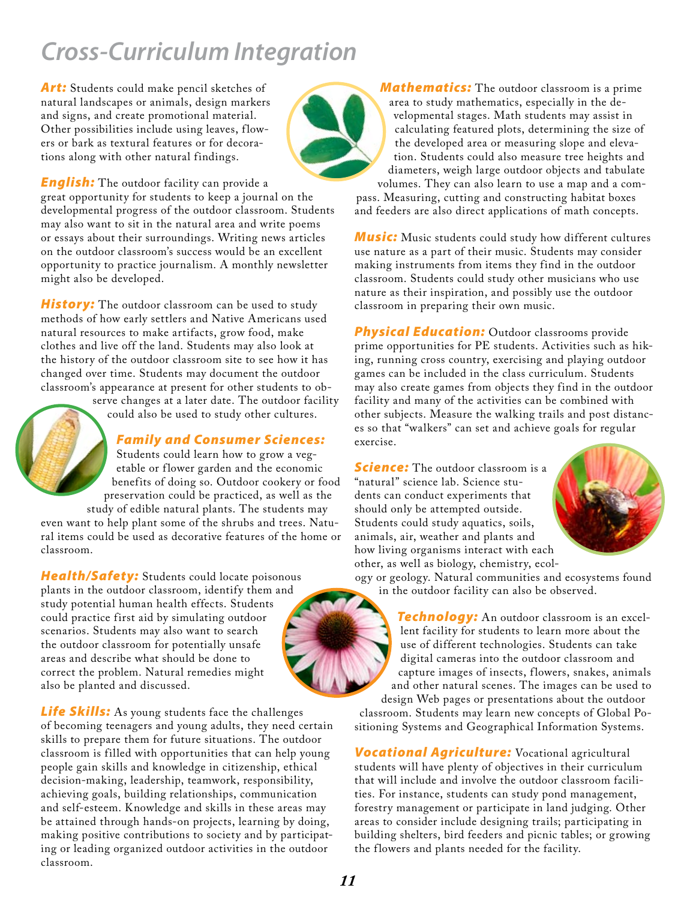# Cross-Curriculum Integration

***Art:*** Students could make pencil sketches of natural landscapes or animals, design markers and signs, and create promotional material. Other possibilities include using leaves, flowers or bark as textural features or for decorations along with other natural findings.

***English:*** The outdoor facility can provide a great opportunity for students to keep a journal on the developmental progress of the outdoor classroom. Students may also want to sit in the natural area and write poems or essays about their surroundings. Writing news articles on the outdoor classroom's success would be an excellent opportunity to practice journalism. A monthly newsletter might also be developed.

***History:*** The outdoor classroom can be used to study methods of how early settlers and Native Americans used natural resources to make artifacts, grow food, make clothes and live off the land. Students may also look at the history of the outdoor classroom site to see how it has changed over time. Students may document the outdoor classroom's appearance at present for other students to observe changes at a later date. The outdoor facility could also be used to study other cultures.

***Family and Consumer Sciences:*** Students could learn how to grow a vegetable or flower garden and the economic benefits of doing so. Outdoor cookery or food preservation could be practiced, as well as the study of edible natural plants. The students may even want to help plant some of the shrubs and trees. Natural items could be used as decorative features of the home or classroom.

***Health/Safety:*** Students could locate poisonous plants in the outdoor classroom, identify them and study potential human health effects. Students could practice first aid by simulating outdoor scenarios. Students may also want to search the outdoor classroom for potentially unsafe areas and describe what should be done to correct the problem. Natural remedies might also be planted and discussed.

***Life Skills:*** As young students face the challenges of becoming teenagers and young adults, they need certain skills to prepare them for future situations. The outdoor classroom is filled with opportunities that can help young people gain skills and knowledge in citizenship, ethical decision-making, leadership, teamwork, responsibility, achieving goals, building relationships, communication and self-esteem. Knowledge and skills in these areas may be attained through hands-on projects, learning by doing, making positive contributions to society and by participating or leading organized outdoor activities in the outdoor classroom.

***Mathematics:*** The outdoor classroom is a prime area to study mathematics, especially in the developmental stages. Math students may assist in calculating featured plots, determining the size of the developed area or measuring slope and elevation. Students could also measure tree heights and diameters, weigh large outdoor objects and tabulate volumes. They can also learn to use a map and a compass. Measuring, cutting and constructing habitat boxes and feeders are also direct applications of math concepts.

***Music:*** Music students could study how different cultures use nature as a part of their music. Students may consider making instruments from items they find in the outdoor classroom. Students could study other musicians who use nature as their inspiration, and possibly use the outdoor classroom in preparing their own music.

***Physical Education:*** Outdoor classrooms provide prime opportunities for PE students. Activities such as hiking, running cross country, exercising and playing outdoor games can be included in the class curriculum. Students may also create games from objects they find in the outdoor facility and many of the activities can be combined with other subjects. Measure the walking trails and post distances so that "walkers" can set and achieve goals for regular exercise.

***Science:*** The outdoor classroom is a "natural" science lab. Science students can conduct experiments that should only be attempted outside. Students could study aquatics, soils, animals, air, weather and plants and how living organisms interact with each other, as well as biology, chemistry, ecology or geology. Natural communities and ecosystems found in the outdoor facility can also be observed.

***Technology:*** An outdoor classroom is an excellent facility for students to learn more about the use of different technologies. Students can take digital cameras into the outdoor classroom and capture images of insects, flowers, snakes, animals and other natural scenes. The images can be used to design Web pages or presentations about the outdoor classroom. Students may learn new concepts of Global Positioning Systems and Geographical Information Systems.

***Vocational Agriculture:*** Vocational agricultural students will have plenty of objectives in their curriculum that will include and involve the outdoor classroom facilities. For instance, students can study pond management, forestry management or participate in land judging. Other areas to consider include designing trails; participating in building shelters, bird feeders and picnic tables; or growing the flowers and plants needed for the facility.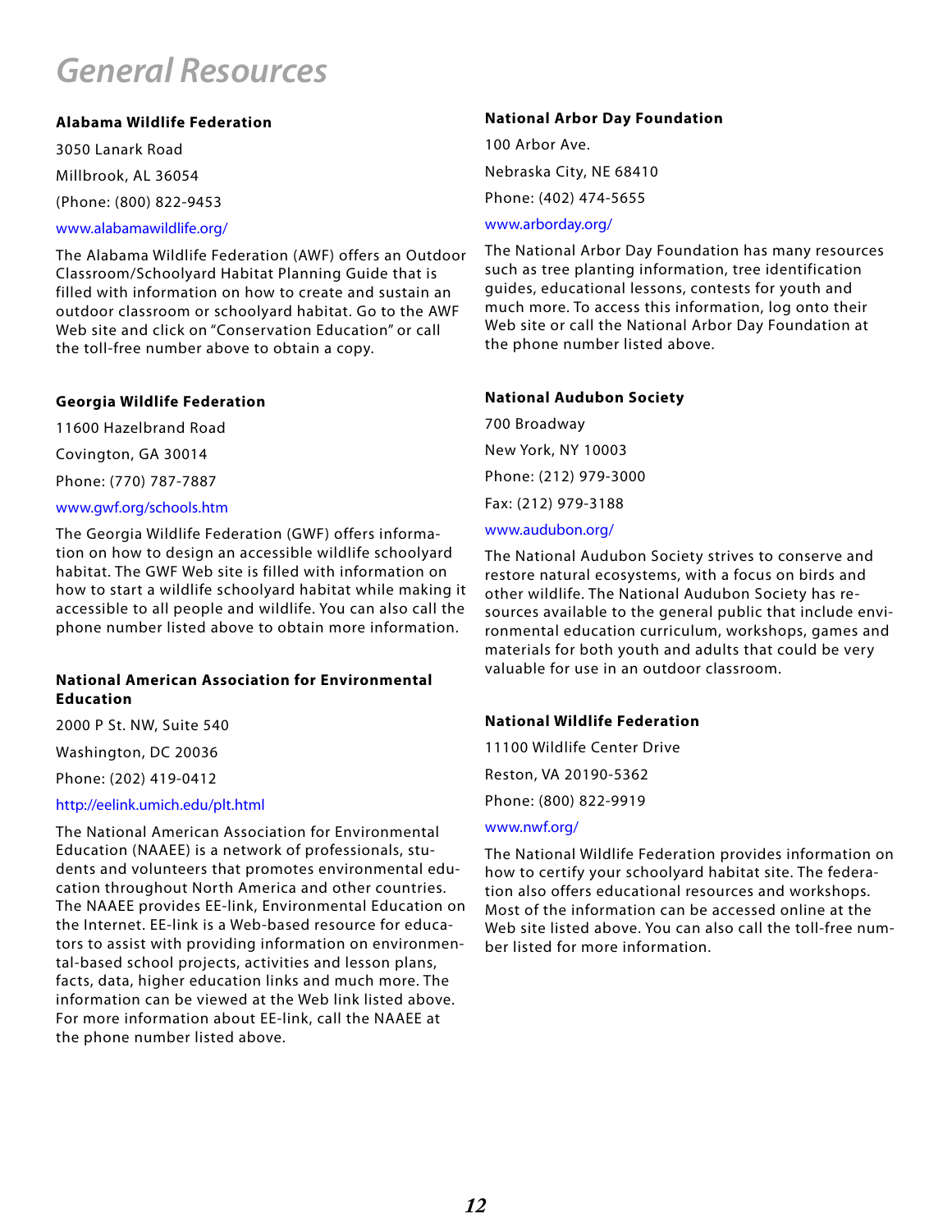# General Resources

**Alabama Wildlife Federation**

3050 Lanark Road

Millbrook, AL 36054

(Phone: (800) 822-9453

www.alabamawildlife.org/

The Alabama Wildlife Federation (AWF) offers an Outdoor Classroom/Schoolyard Habitat Planning Guide that is filled with information on how to create and sustain an outdoor classroom or schoolyard habitat. Go to the AWF Web site and click on "Conservation Education" or call the toll-free number above to obtain a copy.

**Georgia Wildlife Federation**

11600 Hazelbrand Road

Covington, GA 30014

Phone: (770) 787-7887

www.gwf.org/schools.htm

The Georgia Wildlife Federation (GWF) offers information on how to design an accessible wildlife schoolyard habitat. The GWF Web site is filled with information on how to start a wildlife schoolyard habitat while making it accessible to all people and wildlife. You can also call the phone number listed above to obtain more information.

**National American Association for Environmental Education**

2000 P St. NW, Suite 540

Washington, DC 20036

Phone: (202) 419-0412

http://eelink.umich.edu/plt.html

The National American Association for Environmental Education (NAAEE) is a network of professionals, students and volunteers that promotes environmental education throughout North America and other countries. The NAAEE provides EE-link, Environmental Education on the Internet. EE-link is a Web-based resource for educators to assist with providing information on environmental-based school projects, activities and lesson plans, facts, data, higher education links and much more. The information can be viewed at the Web link listed above. For more information about EE-link, call the NAAEE at the phone number listed above.

**National Arbor Day Foundation**

100 Arbor Ave.

Nebraska City, NE 68410

Phone: (402) 474-5655

www.arborday.org/

The National Arbor Day Foundation has many resources such as tree planting information, tree identification guides, educational lessons, contests for youth and much more. To access this information, log onto their Web site or call the National Arbor Day Foundation at the phone number listed above.

**National Audubon Society**

700 Broadway

New York, NY 10003

Phone: (212) 979-3000

Fax: (212) 979-3188

www.audubon.org/

The National Audubon Society strives to conserve and restore natural ecosystems, with a focus on birds and other wildlife. The National Audubon Society has resources available to the general public that include environmental education curriculum, workshops, games and materials for both youth and adults that could be very valuable for use in an outdoor classroom.

**National Wildlife Federation**

11100 Wildlife Center Drive

Reston, VA 20190-5362

Phone: (800) 822-9919

www.nwf.org/

The National Wildlife Federation provides information on how to certify your schoolyard habitat site. The federation also offers educational resources and workshops. Most of the information can be accessed online at the Web site listed above. You can also call the toll-free number listed for more information.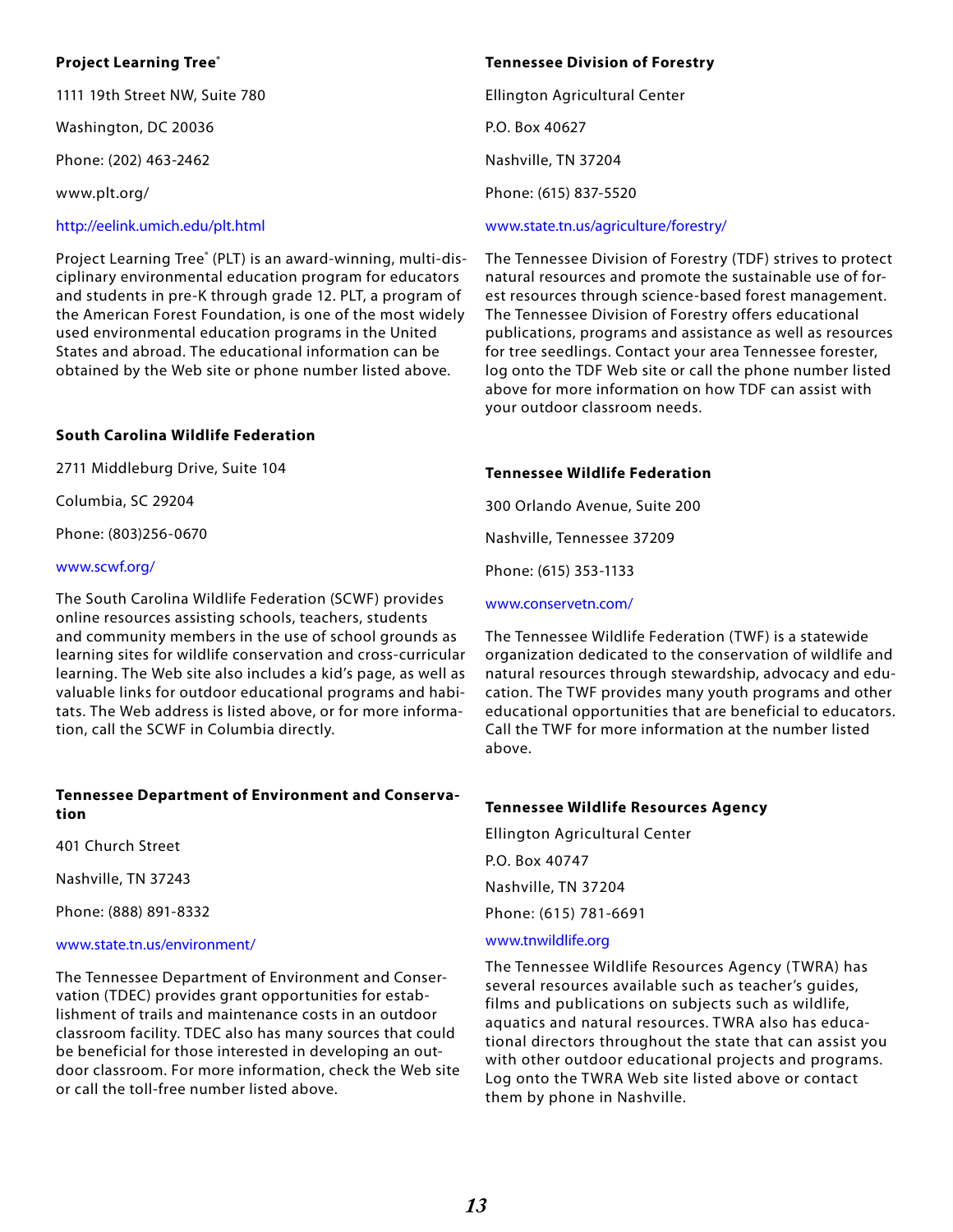**Project Learning Tree®**

1111 19th Street NW, Suite 780

Washington, DC 20036

Phone: (202) 463-2462

www.plt.org/

http://eelink.umich.edu/plt.html

Project Learning Tree® (PLT) is an award-winning, multi-disciplinary environmental education program for educators and students in pre-K through grade 12. PLT, a program of the American Forest Foundation, is one of the most widely used environmental education programs in the United States and abroad. The educational information can be obtained by the Web site or phone number listed above.

**South Carolina Wildlife Federation**

2711 Middleburg Drive, Suite 104

Columbia, SC 29204

Phone: (803)256-0670

www.scwf.org/

The South Carolina Wildlife Federation (SCWF) provides online resources assisting schools, teachers, students and community members in the use of school grounds as learning sites for wildlife conservation and cross-curricular learning. The Web site also includes a kid's page, as well as valuable links for outdoor educational programs and habitats. The Web address is listed above, or for more information, call the SCWF in Columbia directly.

**Tennessee Department of Environment and Conservation**

401 Church Street

Nashville, TN 37243

Phone: (888) 891-8332

www.state.tn.us/environment/

The Tennessee Department of Environment and Conservation (TDEC) provides grant opportunities for establishment of trails and maintenance costs in an outdoor classroom facility. TDEC also has many sources that could be beneficial for those interested in developing an outdoor classroom. For more information, check the Web site or call the toll-free number listed above.

**Tennessee Division of Forestry**

Ellington Agricultural Center

P.O. Box 40627

Nashville, TN 37204

Phone: (615) 837-5520

www.state.tn.us/agriculture/forestry/

The Tennessee Division of Forestry (TDF) strives to protect natural resources and promote the sustainable use of forest resources through science-based forest management. The Tennessee Division of Forestry offers educational publications, programs and assistance as well as resources for tree seedlings. Contact your area Tennessee forester, log onto the TDF Web site or call the phone number listed above for more information on how TDF can assist with your outdoor classroom needs.

**Tennessee Wildlife Federation**

300 Orlando Avenue, Suite 200

Nashville, Tennessee 37209

Phone: (615) 353-1133

www.conservetn.com/

The Tennessee Wildlife Federation (TWF) is a statewide organization dedicated to the conservation of wildlife and natural resources through stewardship, advocacy and education. The TWF provides many youth programs and other educational opportunities that are beneficial to educators. Call the TWF for more information at the number listed above.

**Tennessee Wildlife Resources Agency**

Ellington Agricultural Center

P.O. Box 40747

Nashville, TN 37204

Phone: (615) 781-6691

www.tnwildlife.org

The Tennessee Wildlife Resources Agency (TWRA) has several resources available such as teacher's guides, films and publications on subjects such as wildlife, aquatics and natural resources. TWRA also has educational directors throughout the state that can assist you with other outdoor educational projects and programs. Log onto the TWRA Web site listed above or contact them by phone in Nashville.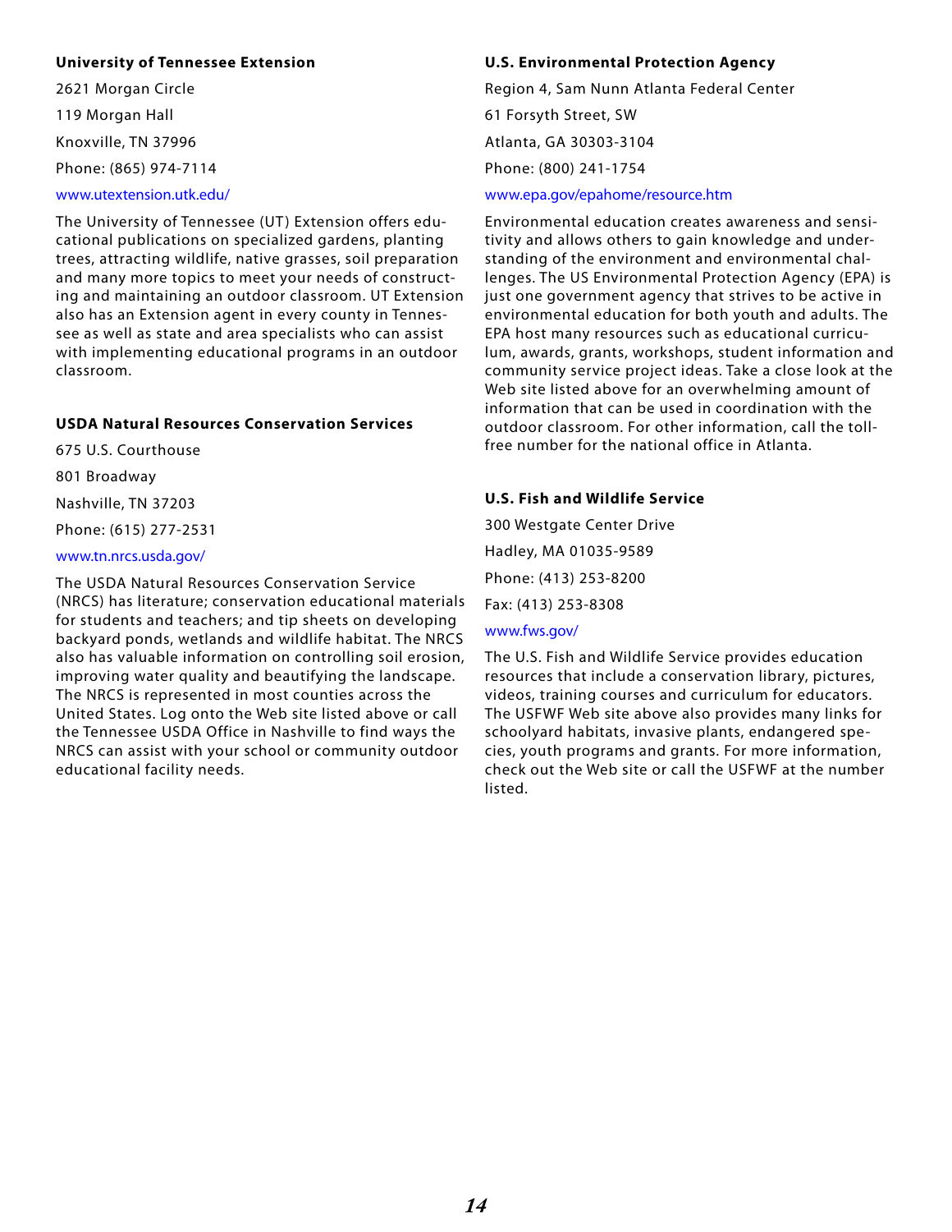**University of Tennessee Extension**

2621 Morgan Circle

119 Morgan Hall

Knoxville, TN 37996

Phone: (865) 974-7114

www.utextension.utk.edu/

The University of Tennessee (UT) Extension offers educational publications on specialized gardens, planting trees, attracting wildlife, native grasses, soil preparation and many more topics to meet your needs of constructing and maintaining an outdoor classroom. UT Extension also has an Extension agent in every county in Tennessee as well as state and area specialists who can assist with implementing educational programs in an outdoor classroom.

**USDA Natural Resources Conservation Services**

675 U.S. Courthouse

801 Broadway

Nashville, TN 37203

Phone: (615) 277-2531

www.tn.nrcs.usda.gov/

The USDA Natural Resources Conservation Service (NRCS) has literature; conservation educational materials for students and teachers; and tip sheets on developing backyard ponds, wetlands and wildlife habitat. The NRCS also has valuable information on controlling soil erosion, improving water quality and beautifying the landscape. The NRCS is represented in most counties across the United States. Log onto the Web site listed above or call the Tennessee USDA Office in Nashville to find ways the NRCS can assist with your school or community outdoor educational facility needs.

**U.S. Environmental Protection Agency**

Region 4, Sam Nunn Atlanta Federal Center

61 Forsyth Street, SW

Atlanta, GA 30303-3104

Phone: (800) 241-1754

www.epa.gov/epahome/resource.htm

Environmental education creates awareness and sensitivity and allows others to gain knowledge and understanding of the environment and environmental challenges. The US Environmental Protection Agency (EPA) is just one government agency that strives to be active in environmental education for both youth and adults. The EPA host many resources such as educational curriculum, awards, grants, workshops, student information and community service project ideas. Take a close look at the Web site listed above for an overwhelming amount of information that can be used in coordination with the outdoor classroom. For other information, call the toll-free number for the national office in Atlanta.

**U.S. Fish and Wildlife Service**

300 Westgate Center Drive

Hadley, MA 01035-9589

Phone: (413) 253-8200

Fax: (413) 253-8308

www.fws.gov/

The U.S. Fish and Wildlife Service provides education resources that include a conservation library, pictures, videos, training courses and curriculum for educators. The USFWF Web site above also provides many links for schoolyard habitats, invasive plants, endangered species, youth programs and grants. For more information, check out the Web site or call the USFWF at the number listed.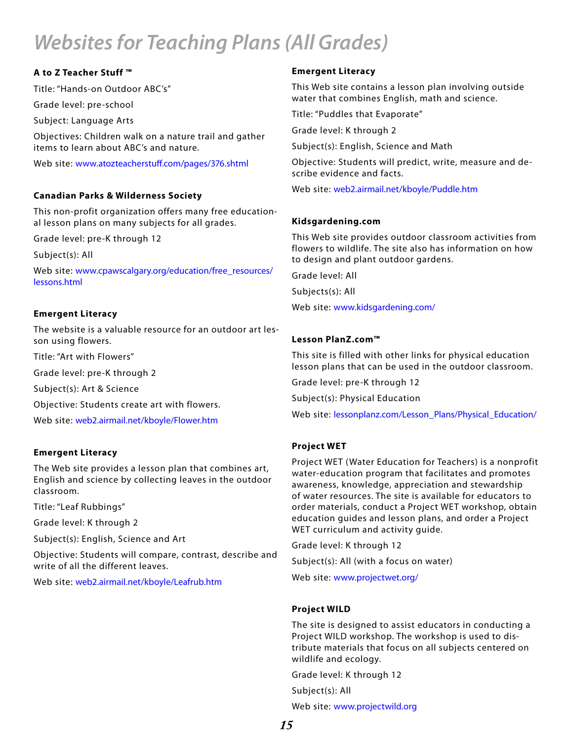# Websites for Teaching Plans (All Grades)

**A to Z Teacher Stuff ™**

Title: "Hands-on Outdoor ABC's"

Grade level: pre-school

Subject: Language Arts

Objectives: Children walk on a nature trail and gather items to learn about ABC's and nature.

Web site: www.atozteacherstuff.com/pages/376.shtml

**Canadian Parks & Wilderness Society**

This non-profit organization offers many free educational lesson plans on many subjects for all grades.

Grade level: pre-K through 12

Subject(s): All

Web site: www.cpawscalgary.org/education/free_resources/lessons.html

**Emergent Literacy**

The website is a valuable resource for an outdoor art lesson using flowers.

Title: "Art with Flowers"

Grade level: pre-K through 2

Subject(s): Art & Science

Objective: Students create art with flowers.

Web site: web2.airmail.net/kboyle/Flower.htm

**Emergent Literacy**

The Web site provides a lesson plan that combines art, English and science by collecting leaves in the outdoor classroom.

Title: "Leaf Rubbings"

Grade level: K through 2

Subject(s): English, Science and Art

Objective: Students will compare, contrast, describe and write of all the different leaves.

Web site: web2.airmail.net/kboyle/Leafrub.htm

**Emergent Literacy**

This Web site contains a lesson plan involving outside water that combines English, math and science.

Title: "Puddles that Evaporate"

Grade level: K through 2

Subject(s): English, Science and Math

Objective: Students will predict, write, measure and describe evidence and facts.

Web site: web2.airmail.net/kboyle/Puddle.htm

**Kidsgardening.com**

This Web site provides outdoor classroom activities from flowers to wildlife. The site also has information on how to design and plant outdoor gardens.

Grade level: All

Subjects(s): All

Web site: www.kidsgardening.com/

**Lesson PlanZ.com™**

This site is filled with other links for physical education lesson plans that can be used in the outdoor classroom.

Grade level: pre-K through 12

Subject(s): Physical Education

Web site: lessonplanz.com/Lesson_Plans/Physical_Education/

**Project WET**

Project WET (Water Education for Teachers) is a nonprofit water-education program that facilitates and promotes awareness, knowledge, appreciation and stewardship of water resources. The site is available for educators to order materials, conduct a Project WET workshop, obtain education guides and lesson plans, and order a Project WET curriculum and activity guide.

Grade level: K through 12

Subject(s): All (with a focus on water)

Web site: www.projectwet.org/

**Project WILD**

The site is designed to assist educators in conducting a Project WILD workshop. The workshop is used to distribute materials that focus on all subjects centered on wildlife and ecology.

Grade level: K through 12

Subject(s): All

Web site: www.projectwild.org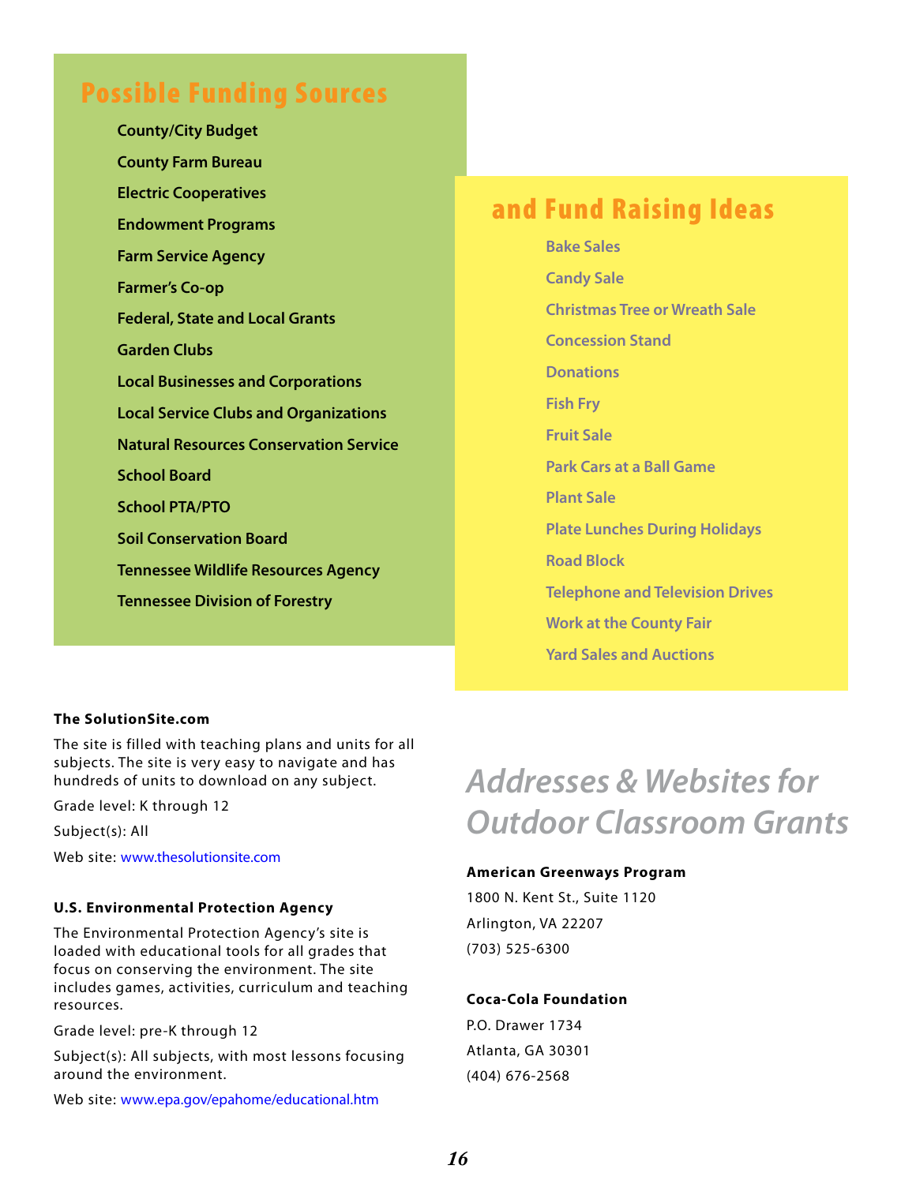## Possible Funding Sources

- County/City Budget
- County Farm Bureau
- Electric Cooperatives
- Endowment Programs
- Farm Service Agency
- Farmer's Co-op
- Federal, State and Local Grants
- Garden Clubs
- Local Businesses and Corporations
- Local Service Clubs and Organizations
- Natural Resources Conservation Service
- School Board
- School PTA/PTO
- Soil Conservation Board
- Tennessee Wildlife Resources Agency
- Tennessee Division of Forestry

## and Fund Raising Ideas

- Bake Sales
- Candy Sale
- Christmas Tree or Wreath Sale
- Concession Stand
- Donations
- Fish Fry
- Fruit Sale
- Park Cars at a Ball Game
- Plant Sale
- Plate Lunches During Holidays
- Road Block
- Telephone and Television Drives
- Work at the County Fair
- Yard Sales and Auctions

**The SolutionSite.com**

The site is filled with teaching plans and units for all subjects. The site is very easy to navigate and has hundreds of units to download on any subject.

Grade level: K through 12

Subject(s): All

Web site: www.thesolutionsite.com

**U.S. Environmental Protection Agency**

The Environmental Protection Agency's site is loaded with educational tools for all grades that focus on conserving the environment. The site includes games, activities, curriculum and teaching resources.

Grade level: pre-K through 12

Subject(s): All subjects, with most lessons focusing around the environment.

Web site: www.epa.gov/epahome/educational.htm

## *Addresses & Websites for Outdoor Classroom Grants*

**American Greenways Program**

1800 N. Kent St., Suite 1120

Arlington, VA 22207

(703) 525-6300

**Coca-Cola Foundation**

P.O. Drawer 1734

Atlanta, GA 30301

(404) 676-2568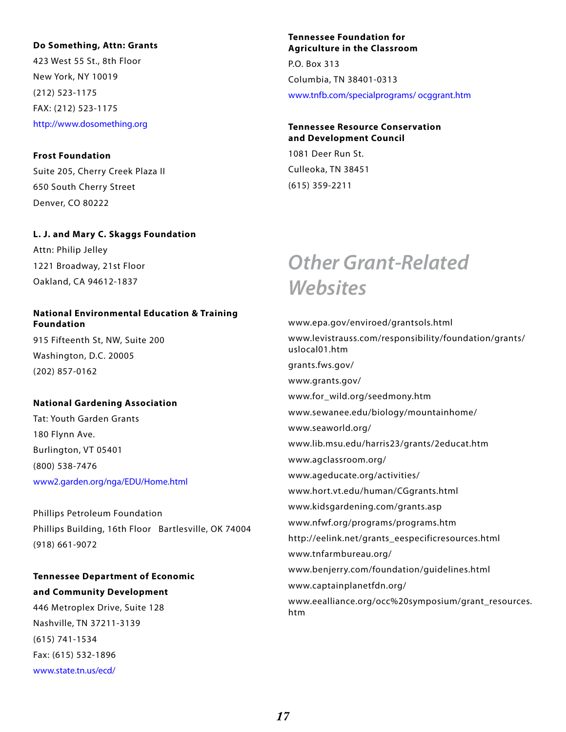**Do Something, Attn: Grants**

423 West 55 St., 8th Floor

New York, NY 10019

(212) 523-1175

FAX: (212) 523-1175

http://www.dosomething.org

**Frost Foundation**

Suite 205, Cherry Creek Plaza II

650 South Cherry Street

Denver, CO 80222

**L. J. and Mary C. Skaggs Foundation**

Attn: Philip Jelley

1221 Broadway, 21st Floor

Oakland, CA 94612-1837

**National Environmental Education & Training Foundation**

915 Fifteenth St, NW, Suite 200

Washington, D.C. 20005

(202) 857-0162

**National Gardening Association**

Tat: Youth Garden Grants

180 Flynn Ave.

Burlington, VT 05401

(800) 538-7476

www2.garden.org/nga/EDU/Home.html

Phillips Petroleum Foundation

Phillips Building, 16th Floor Bartlesville, OK 74004

(918) 661-9072

**Tennessee Department of Economic and Community Development**

446 Metroplex Drive, Suite 128

Nashville, TN 37211-3139

(615) 741-1534

Fax: (615) 532-1896

www.state.tn.us/ecd/

**Tennessee Foundation for Agriculture in the Classroom**

P.O. Box 313

Columbia, TN 38401-0313

www.tnfb.com/specialprograms/ ocggrant.htm

**Tennessee Resource Conservation and Development Council**

1081 Deer Run St.

Culleoka, TN 38451

(615) 359-2211

## *Other Grant-Related Websites*

www.epa.gov/enviroed/grantsols.html

www.levistrauss.com/responsibility/foundation/grants/uslocal01.htm

grants.fws.gov/

www.grants.gov/

www.for_wild.org/seedmony.htm

www.sewanee.edu/biology/mountainhome/

www.seaworld.org/

www.lib.msu.edu/harris23/grants/2educat.htm

www.agclassroom.org/

www.ageducate.org/activities/

www.hort.vt.edu/human/CGgrants.html

www.kidsgardening.com/grants.asp

www.nfwf.org/programs/programs.htm

http://eelink.net/grants_eespecificresources.html

www.tnfarmbureau.org/

www.benjerry.com/foundation/guidelines.html

www.captainplanetfdn.org/

www.eealliance.org/occ%20symposium/grant_resources.htm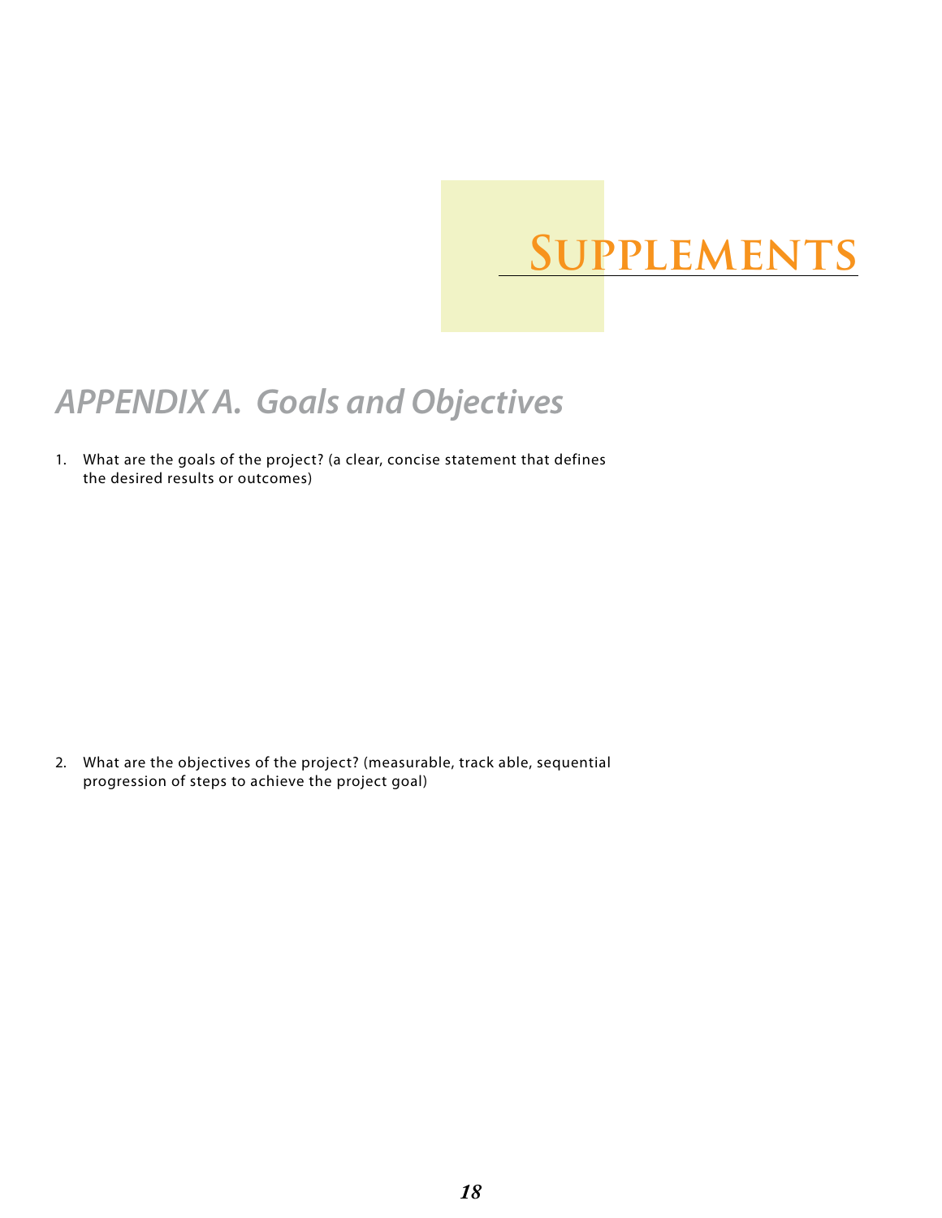# Supplements

## *APPENDIX A. Goals and Objectives*

1. What are the goals of the project? (a clear, concise statement that defines the desired results or outcomes)

2. What are the objectives of the project? (measurable, track able, sequential progression of steps to achieve the project goal)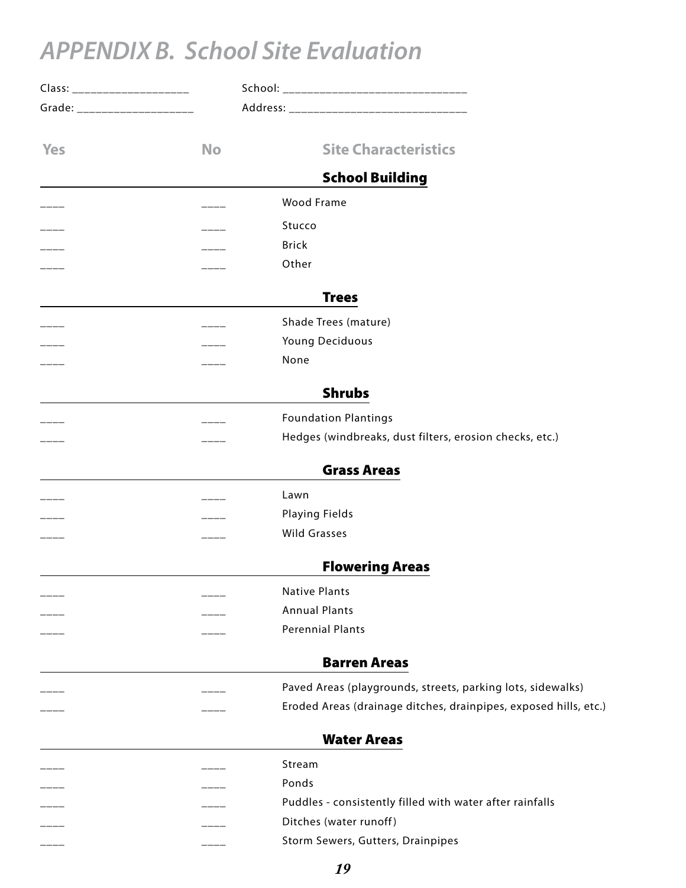# APPENDIX B. School Site Evaluation

Class: ___________________ School: _____________________________

Grade: ___________________ Address: ____________________________

| Yes | No | Site Characteristics |
|---|---|---|
| | | **School Building** |
| ____ | ____ | Wood Frame |
| ____ | ____ | Stucco |
| ____ | ____ | Brick |
| ____ | ____ | Other |
| | | **Trees** |
| ____ | ____ | Shade Trees (mature) |
| ____ | ____ | Young Deciduous |
| ____ | ____ | None |
| | | **Shrubs** |
| ____ | ____ | Foundation Plantings |
| ____ | ____ | Hedges (windbreaks, dust filters, erosion checks, etc.) |
| | | **Grass Areas** |
| ____ | ____ | Lawn |
| ____ | ____ | Playing Fields |
| ____ | ____ | Wild Grasses |
| | | **Flowering Areas** |
| ____ | ____ | Native Plants |
| ____ | ____ | Annual Plants |
| ____ | ____ | Perennial Plants |
| | | **Barren Areas** |
| ____ | ____ | Paved Areas (playgrounds, streets, parking lots, sidewalks) |
| ____ | ____ | Eroded Areas (drainage ditches, drainpipes, exposed hills, etc.) |
| | | **Water Areas** |
| ____ | ____ | Stream |
| ____ | ____ | Ponds |
| ____ | ____ | Puddles - consistently filled with water after rainfalls |
| ____ | ____ | Ditches (water runoff) |
| ____ | ____ | Storm Sewers, Gutters, Drainpipes |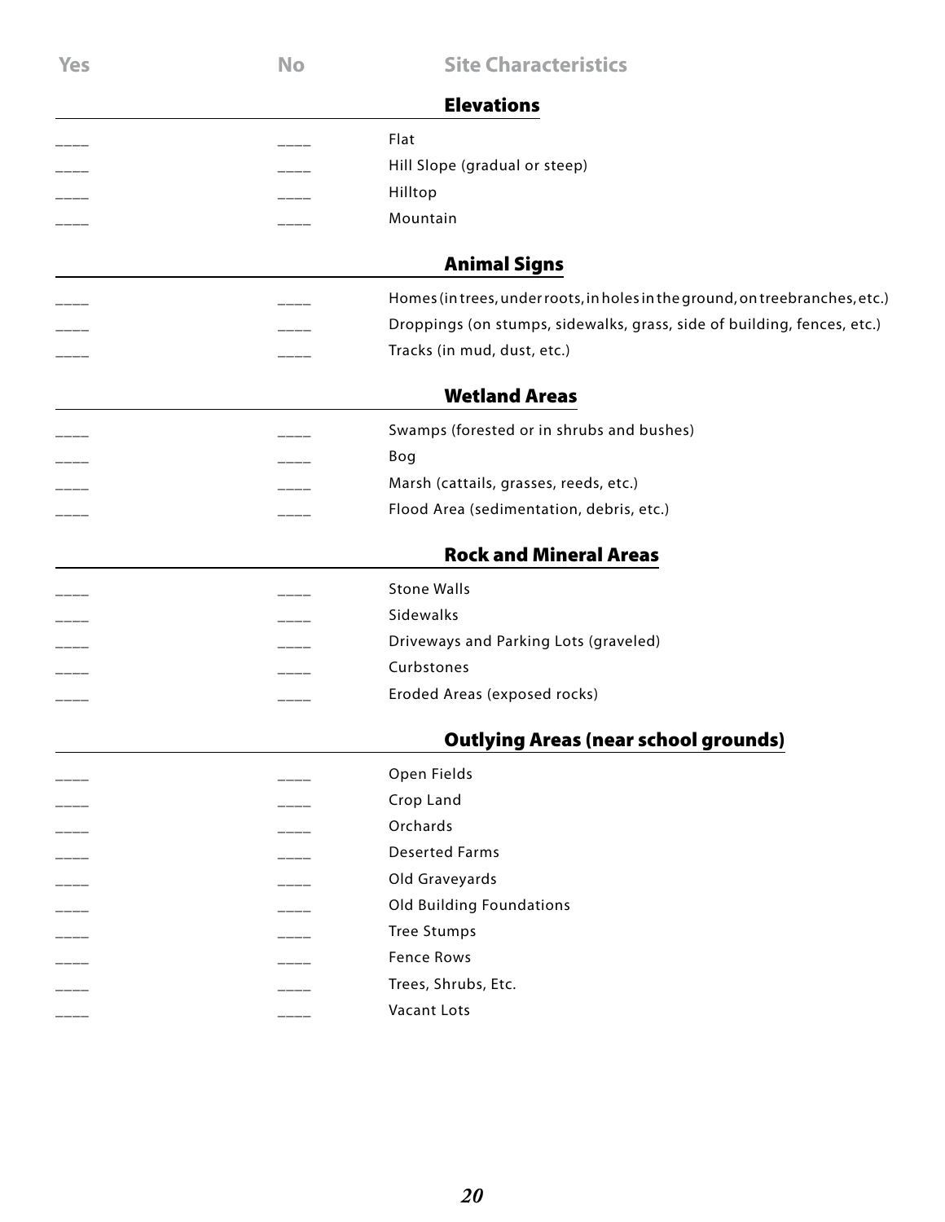| Yes | No | Site Characteristics |
|---|---|---|
| | | **Elevations** |
| ____ | ____ | Flat |
| ____ | ____ | Hill Slope (gradual or steep) |
| ____ | ____ | Hilltop |
| ____ | ____ | Mountain |
| | | **Animal Signs** |
| ____ | ____ | Homes (in trees, under roots, in holes in the ground, on tree branches, etc.) |
| ____ | ____ | Droppings (on stumps, sidewalks, grass, side of building, fences, etc.) |
| ____ | ____ | Tracks (in mud, dust, etc.) |
| | | **Wetland Areas** |
| ____ | ____ | Swamps (forested or in shrubs and bushes) |
| ____ | ____ | Bog |
| ____ | ____ | Marsh (cattails, grasses, reeds, etc.) |
| ____ | ____ | Flood Area (sedimentation, debris, etc.) |
| | | **Rock and Mineral Areas** |
| ____ | ____ | Stone Walls |
| ____ | ____ | Sidewalks |
| ____ | ____ | Driveways and Parking Lots (graveled) |
| ____ | ____ | Curbstones |
| ____ | ____ | Eroded Areas (exposed rocks) |
| | | **Outlying Areas (near school grounds)** |
| ____ | ____ | Open Fields |
| ____ | ____ | Crop Land |
| ____ | ____ | Orchards |
| ____ | ____ | Deserted Farms |
| ____ | ____ | Old Graveyards |
| ____ | ____ | Old Building Foundations |
| ____ | ____ | Tree Stumps |
| ____ | ____ | Fence Rows |
| ____ | ____ | Trees, Shrubs, Etc. |
| ____ | ____ | Vacant Lots |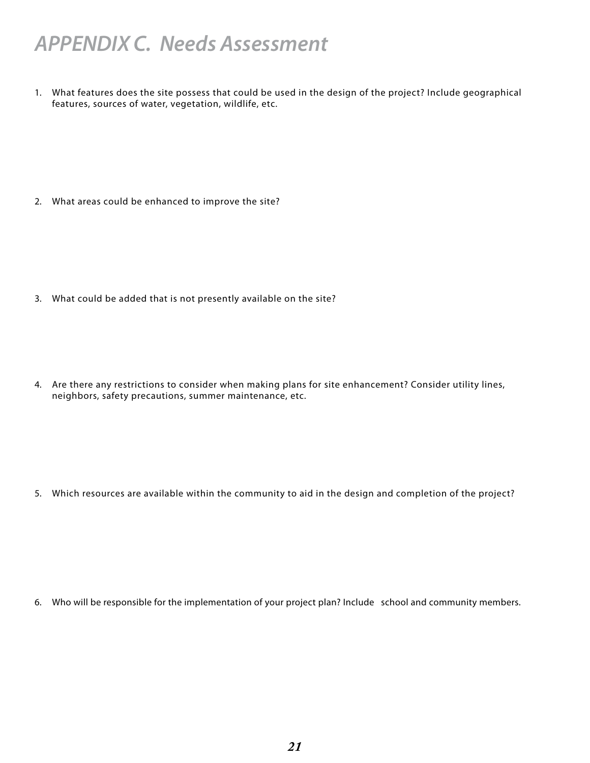# *APPENDIX C. Needs Assessment*

1. What features does the site possess that could be used in the design of the project? Include geographical features, sources of water, vegetation, wildlife, etc.

2. What areas could be enhanced to improve the site?

3. What could be added that is not presently available on the site?

4. Are there any restrictions to consider when making plans for site enhancement? Consider utility lines, neighbors, safety precautions, summer maintenance, etc.

5. Which resources are available within the community to aid in the design and completion of the project?

6. Who will be responsible for the implementation of your project plan? Include school and community members.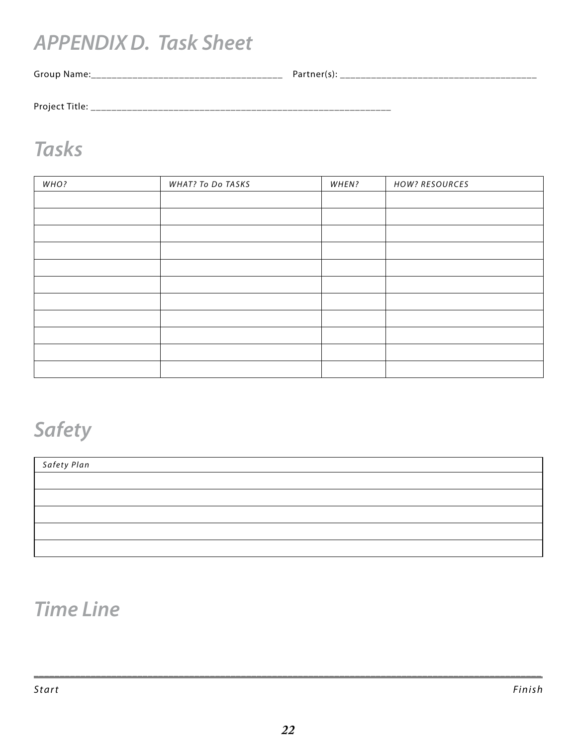# APPENDIX D. Task Sheet

Group Name:_____________________________________ Partner(s): _____________________________________

Project Title: ___________________________________________________________

## Tasks

| WHO? | WHAT? To Do TASKS | WHEN? | HOW? RESOURCES |
|---|---|---|---|
| | | | |
| | | | |
| | | | |
| | | | |
| | | | |
| | | | |
| | | | |
| | | | |
| | | | |
| | | | |
| | | | |

## Safety

| Safety Plan |
|---|
| |
| |
| |
| |
| |

## Time Line

_____________________________________________________________________________________

*Start* *Finish*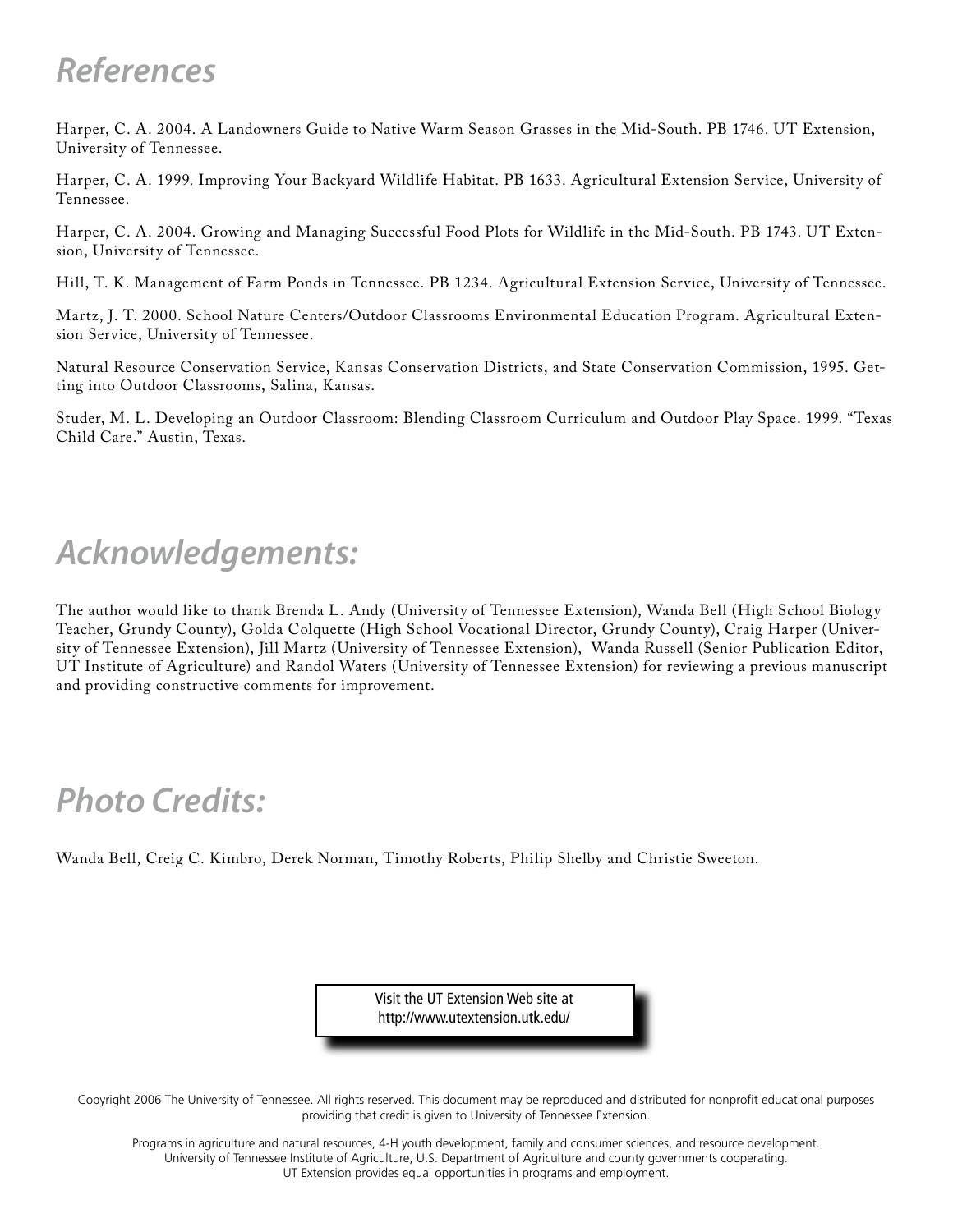## References

Harper, C. A. 2004. A Landowners Guide to Native Warm Season Grasses in the Mid-South. PB 1746. UT Extension, University of Tennessee.

Harper, C. A. 1999. Improving Your Backyard Wildlife Habitat. PB 1633. Agricultural Extension Service, University of Tennessee.

Harper, C. A. 2004. Growing and Managing Successful Food Plots for Wildlife in the Mid-South. PB 1743. UT Extension, University of Tennessee.

Hill, T. K. Management of Farm Ponds in Tennessee. PB 1234. Agricultural Extension Service, University of Tennessee.

Martz, J. T. 2000. School Nature Centers/Outdoor Classrooms Environmental Education Program. Agricultural Extension Service, University of Tennessee.

Natural Resource Conservation Service, Kansas Conservation Districts, and State Conservation Commission, 1995. Getting into Outdoor Classrooms, Salina, Kansas.

Studer, M. L. Developing an Outdoor Classroom: Blending Classroom Curriculum and Outdoor Play Space. 1999. "Texas Child Care." Austin, Texas.

## Acknowledgements:

The author would like to thank Brenda L. Andy (University of Tennessee Extension), Wanda Bell (High School Biology Teacher, Grundy County), Golda Colquette (High School Vocational Director, Grundy County), Craig Harper (University of Tennessee Extension), Jill Martz (University of Tennessee Extension), Wanda Russell (Senior Publication Editor, UT Institute of Agriculture) and Randol Waters (University of Tennessee Extension) for reviewing a previous manuscript and providing constructive comments for improvement.

## Photo Credits:

Wanda Bell, Creig C. Kimbro, Derek Norman, Timothy Roberts, Philip Shelby and Christie Sweeton.

Visit the UT Extension Web site at
http://www.utextension.utk.edu/

Copyright 2006 The University of Tennessee. All rights reserved. This document may be reproduced and distributed for nonprofit educational purposes providing that credit is given to University of Tennessee Extension.

Programs in agriculture and natural resources, 4-H youth development, family and consumer sciences, and resource development. University of Tennessee Institute of Agriculture, U.S. Department of Agriculture and county governments cooperating. UT Extension provides equal opportunities in programs and employment.